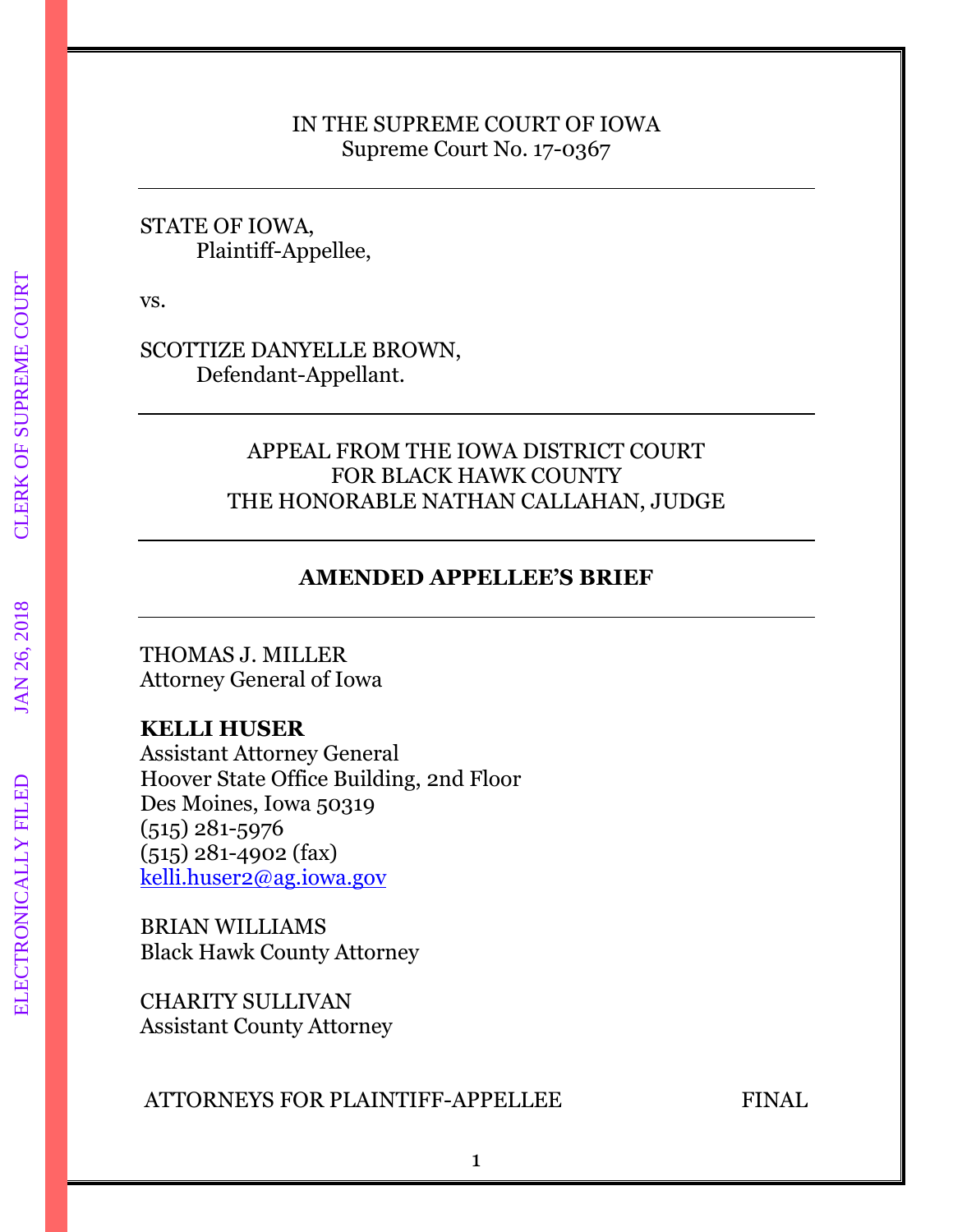IN THE SUPREME COURT OF IOWA
Supreme Court No. 17-0367

---

STATE OF IOWA,
Plaintiff-Appellee,

vs.

SCOTTIZE DANYELLE BROWN,
Defendant-Appellant.

---

APPEAL FROM THE IOWA DISTRICT COURT
FOR BLACK HAWK COUNTY
THE HONORABLE NATHAN CALLAHAN, JUDGE

---

**AMENDED APPELLEE'S BRIEF**

---

THOMAS J. MILLER
Attorney General of Iowa

**KELLI HUSER**
Assistant Attorney General
Hoover State Office Building, 2nd Floor
Des Moines, Iowa 50319
(515) 281-5976
(515) 281-4902 (fax)
kelli.huser2@ag.iowa.gov

BRIAN WILLIAMS
Black Hawk County Attorney

CHARITY SULLIVAN
Assistant County Attorney

ATTORNEYS FOR PLAINTIFF-APPELLEE FINAL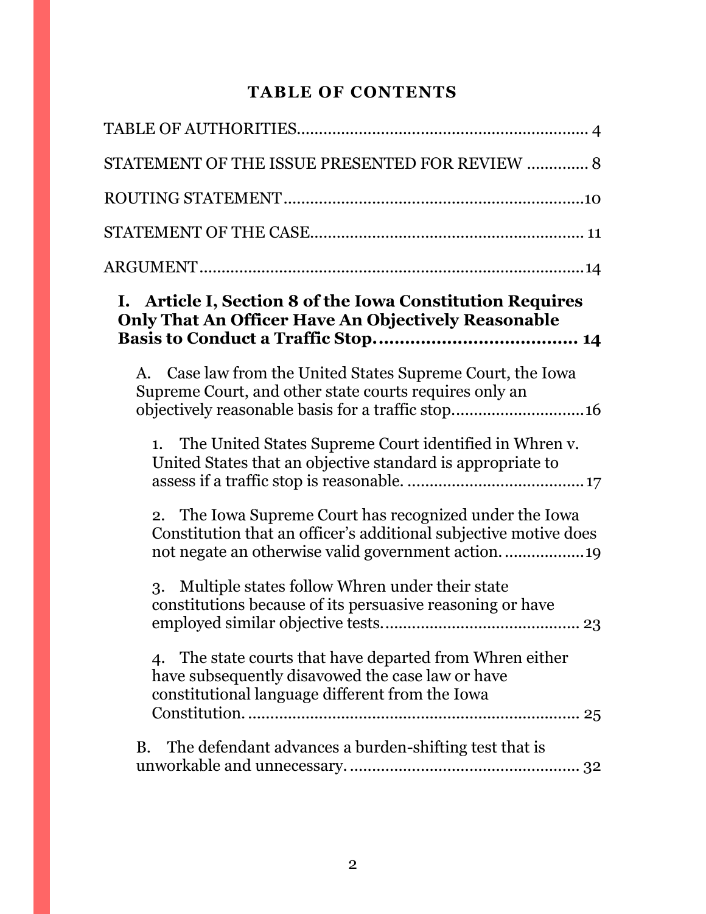**TABLE OF CONTENTS**

TABLE OF AUTHORITIES................................................................ 4

STATEMENT OF THE ISSUE PRESENTED FOR REVIEW ............. 8

ROUTING STATEMENT...................................................................10

STATEMENT OF THE CASE............................................................ 11

ARGUMENT.......................................................................................14

**I. Article I, Section 8 of the Iowa Constitution Requires Only That An Officer Have An Objectively Reasonable Basis to Conduct a Traffic Stop...................................... 14**

A. Case law from the United States Supreme Court, the Iowa Supreme Court, and other state courts requires only an objectively reasonable basis for a traffic stop.............................16

1. The United States Supreme Court identified in Whren v. United States that an objective standard is appropriate to assess if a traffic stop is reasonable. ........................................17

2. The Iowa Supreme Court has recognized under the Iowa Constitution that an officer's additional subjective motive does not negate an otherwise valid government action..................19

3. Multiple states follow Whren under their state constitutions because of its persuasive reasoning or have employed similar objective tests............................................ 23

4. The state courts that have departed from Whren either have subsequently disavowed the case law or have constitutional language different from the Iowa Constitution.......................................................................... 25

B. The defendant advances a burden-shifting test that is unworkable and unnecessary.................................................... 32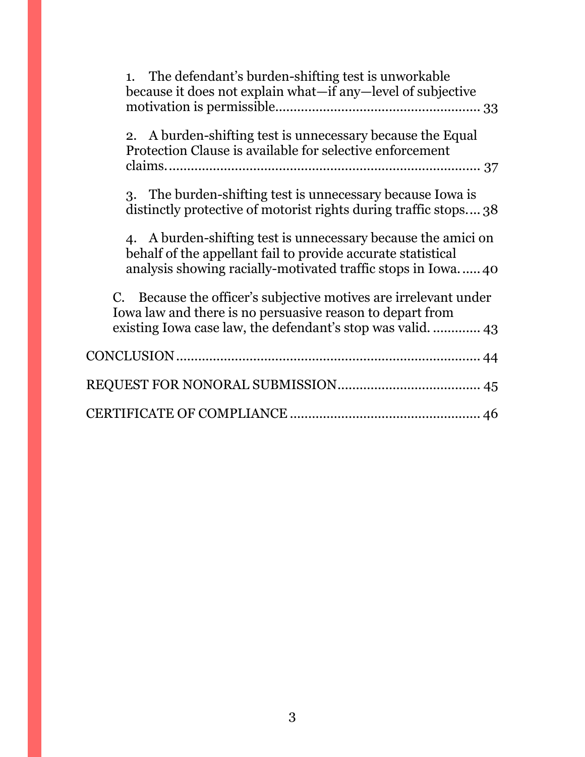1. The defendant's burden-shifting test is unworkable because it does not explain what—if any—level of subjective motivation is permissible........................................................ 33

2. A burden-shifting test is unnecessary because the Equal Protection Clause is available for selective enforcement claims......................................................................... 37

3. The burden-shifting test is unnecessary because Iowa is distinctly protective of motorist rights during traffic stops.... 38

4. A burden-shifting test is unnecessary because the amici on behalf of the appellant fail to provide accurate statistical analysis showing racially-motivated traffic stops in Iowa. ..... 40

C. Because the officer's subjective motives are irrelevant under Iowa law and there is no persuasive reason to depart from existing Iowa case law, the defendant's stop was valid. ............. 43

CONCLUSION .................................................................................. 44

REQUEST FOR NONORAL SUBMISSION....................................... 45

CERTIFICATE OF COMPLIANCE .................................................... 46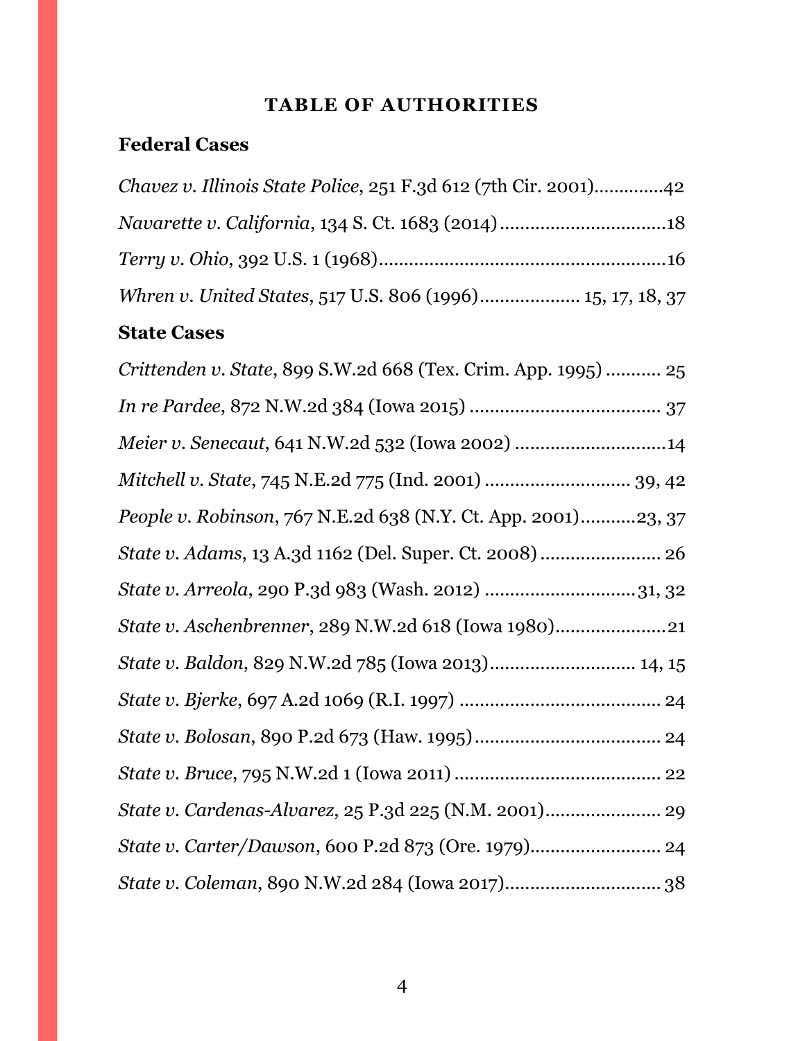# TABLE OF AUTHORITIES

## Federal Cases

*Chavez v. Illinois State Police*, 251 F.3d 612 (7th Cir. 2001).............42

*Navarette v. California*, 134 S. Ct. 1683 (2014)................................18

*Terry v. Ohio*, 392 U.S. 1 (1968).......................................................16

*Whren v. United States*, 517 U.S. 806 (1996).................... 15, 17, 18, 37

## State Cases

*Crittenden v. State*, 899 S.W.2d 668 (Tex. Crim. App. 1995) ........... 25

*In re Pardee*, 872 N.W.2d 384 (Iowa 2015) ..................................... 37

*Meier v. Senecaut*, 641 N.W.2d 532 (Iowa 2002) ..............................14

*Mitchell v. State*, 745 N.E.2d 775 (Ind. 2001) ............................ 39, 42

*People v. Robinson*, 767 N.E.2d 638 (N.Y. Ct. App. 2001)...........23, 37

*State v. Adams*, 13 A.3d 1162 (Del. Super. Ct. 2008) ........................ 26

*State v. Arreola*, 290 P.3d 983 (Wash. 2012) .............................31, 32

*State v. Aschenbrenner*, 289 N.W.2d 618 (Iowa 1980)......................21

*State v. Baldon*, 829 N.W.2d 785 (Iowa 2013)............................ 14, 15

*State v. Bjerke*, 697 A.2d 1069 (R.I. 1997) ........................................ 24

*State v. Bolosan*, 890 P.2d 673 (Haw. 1995).................................... 24

*State v. Bruce*, 795 N.W.2d 1 (Iowa 2011) ......................................... 22

*State v. Cardenas-Alvarez*, 25 P.3d 225 (N.M. 2001)....................... 29

*State v. Carter/Dawson*, 600 P.2d 873 (Ore. 1979).......................... 24

*State v. Coleman*, 890 N.W.2d 284 (Iowa 2017).............................. 38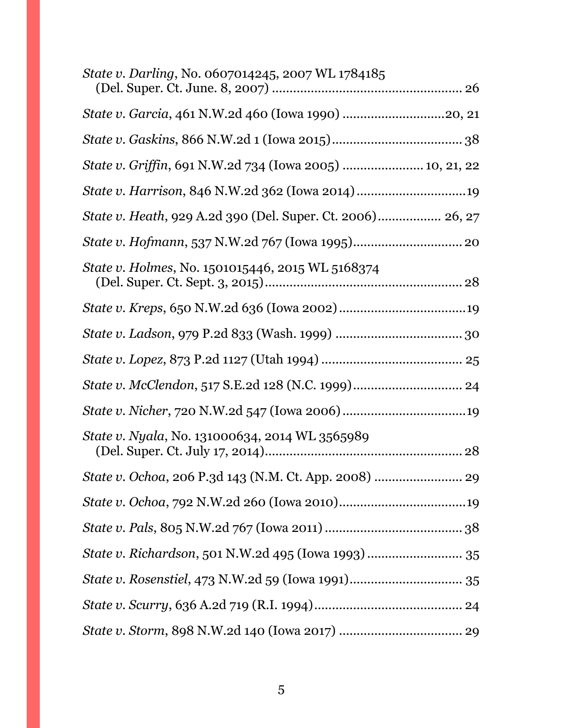*State v. Darling*, No. 0607014245, 2007 WL 1784185 (Del. Super. Ct. June. 8, 2007) .................................................... 26

*State v. Garcia*, 461 N.W.2d 460 (Iowa 1990) ............................20, 21

*State v. Gaskins*, 866 N.W.2d 1 (Iowa 2015).................................... 38

*State v. Griffin*, 691 N.W.2d 734 (Iowa 2005) ...................... 10, 21, 22

*State v. Harrison*, 846 N.W.2d 362 (Iowa 2014)..............................19

*State v. Heath*, 929 A.2d 390 (Del. Super. Ct. 2006)................. 26, 27

*State v. Hofmann*, 537 N.W.2d 767 (Iowa 1995).............................. 20

*State v. Holmes*, No. 1501015446, 2015 WL 5168374 (Del. Super. Ct. Sept. 3, 2015)....................................................... 28

*State v. Kreps*, 650 N.W.2d 636 (Iowa 2002)...................................19

*State v. Ladson*, 979 P.2d 833 (Wash. 1999) ................................... 30

*State v. Lopez*, 873 P.2d 1127 (Utah 1994) ...................................... 25

*State v. McClendon*, 517 S.E.2d 128 (N.C. 1999)............................. 24

*State v. Nicher*, 720 N.W.2d 547 (Iowa 2006)..................................19

*State v. Nyala*, No. 131000634, 2014 WL 3565989 (Del. Super. Ct. July 17, 2014)....................................................... 28

*State v. Ochoa*, 206 P.3d 143 (N.M. Ct. App. 2008) ........................ 29

*State v. Ochoa*, 792 N.W.2d 260 (Iowa 2010)...................................19

*State v. Pals*, 805 N.W.2d 767 (Iowa 2011) ...................................... 38

*State v. Richardson*, 501 N.W.2d 495 (Iowa 1993) .......................... 35

*State v. Rosenstiel*, 473 N.W.2d 59 (Iowa 1991)............................... 35

*State v. Scurry*, 636 A.2d 719 (R.I. 1994).......................................... 24

*State v. Storm*, 898 N.W.2d 140 (Iowa 2017) .................................. 29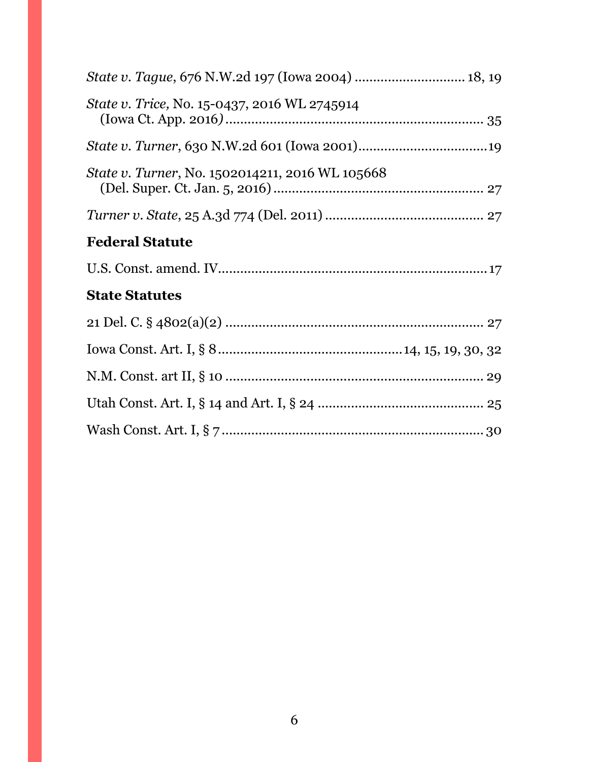*State v. Tague*, 676 N.W.2d 197 (Iowa 2004) ............................. 18, 19

*State v. Trice,* No. 15-0437, 2016 WL 2745914 (Iowa Ct. App. 2016*)* ...................................................................... 35

*State v. Turner*, 630 N.W.2d 601 (Iowa 2001)...................................19

*State v. Turner*, No. 1502014211, 2016 WL 105668 (Del. Super. Ct. Jan. 5, 2016) ......................................................... 27

*Turner v. State*, 25 A.3d 774 (Del. 2011) .......................................... 27

**Federal Statute**

U.S. Const. amend. IV..........................................................................17

**State Statutes**

21 Del. C. § 4802(a)(2) ....................................................................... 27

Iowa Const. Art. I, § 8 ..................................................14, 15, 19, 30, 32

N.M. Const. art II, § 10 ...................................................................... 29

Utah Const. Art. I, § 14 and Art. I, § 24 ............................................ 25

Wash Const. Art. I, § 7 ....................................................................... 30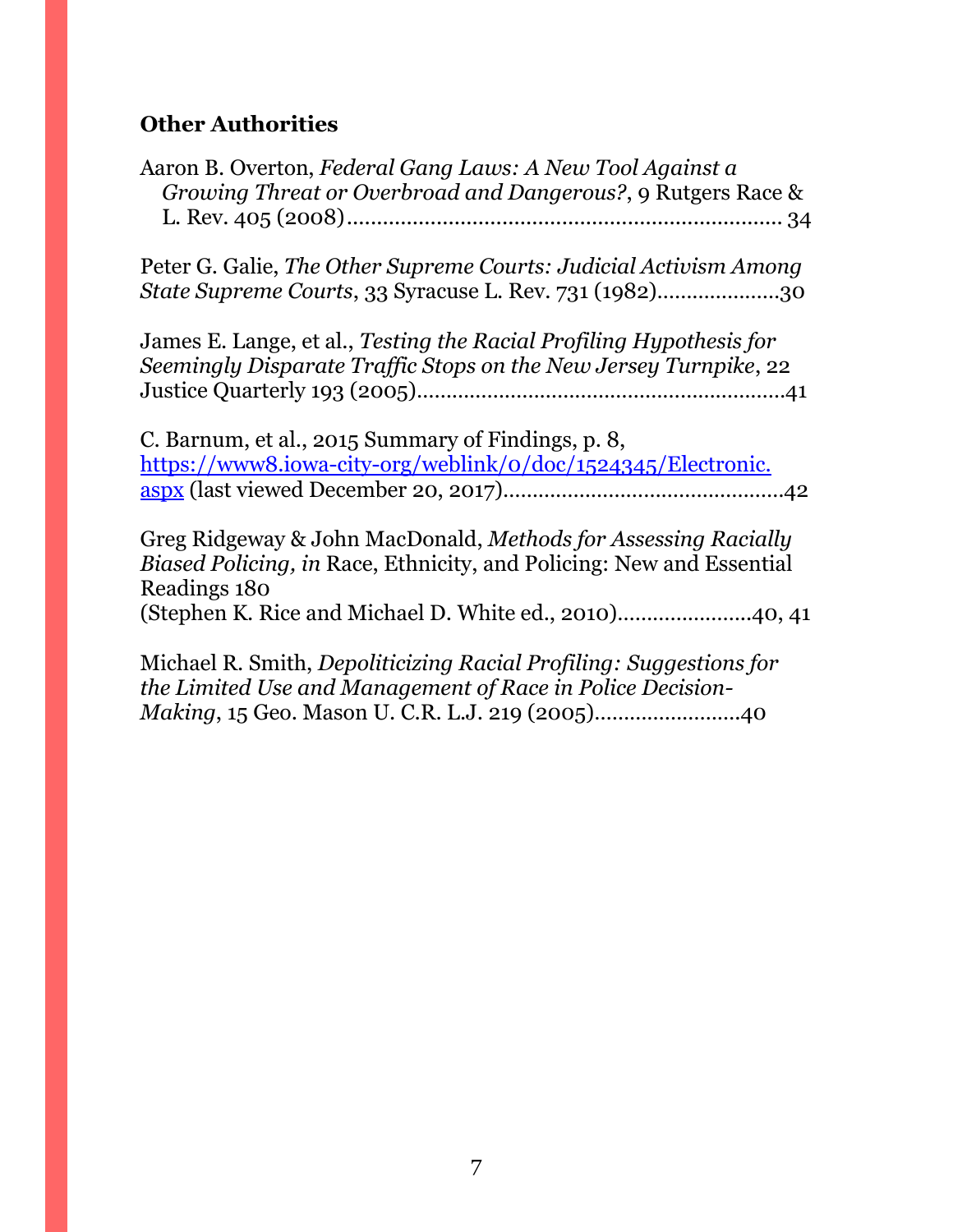**Other Authorities**

Aaron B. Overton, *Federal Gang Laws: A New Tool Against a Growing Threat or Overbroad and Dangerous?*, 9 Rutgers Race & L. Rev. 405 (2008)........................................................................ 34

Peter G. Galie, *The Other Supreme Courts: Judicial Activism Among State Supreme Courts*, 33 Syracuse L. Rev. 731 (1982)....................30

James E. Lange, et al., *Testing the Racial Profiling Hypothesis for Seemingly Disparate Traffic Stops on the New Jersey Turnpike*, 22 Justice Quarterly 193 (2005)..............................................................41

C. Barnum, et al., 2015 Summary of Findings, p. 8, [https://www8.iowa-city-org/weblink/0/doc/1524345/Electronic.aspx](https://www8.iowa-city-org/weblink/0/doc/1524345/Electronic.aspx) (last viewed December 20, 2017)...............................................42

Greg Ridgeway & John MacDonald, *Methods for Assessing Racially Biased Policing, in* Race, Ethnicity, and Policing: New and Essential Readings 180 (Stephen K. Rice and Michael D. White ed., 2010)......................40, 41

Michael R. Smith, *Depoliticizing Racial Profiling: Suggestions for the Limited Use and Management of Race in Police Decision-Making*, 15 Geo. Mason U. C.R. L.J. 219 (2005)........................40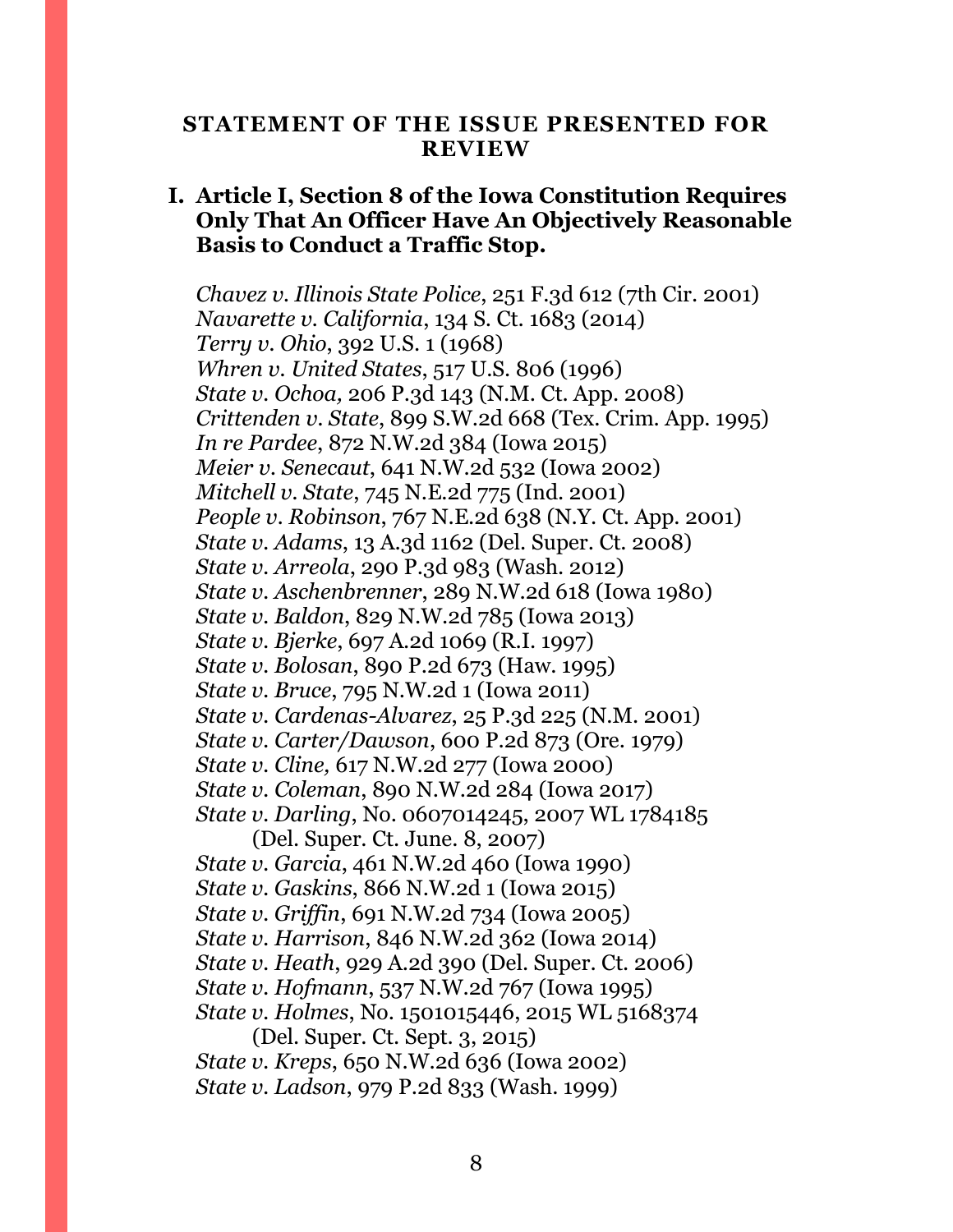## STATEMENT OF THE ISSUE PRESENTED FOR REVIEW

### I. Article I, Section 8 of the Iowa Constitution Requires Only That An Officer Have An Objectively Reasonable Basis to Conduct a Traffic Stop.

*Chavez v. Illinois State Police*, 251 F.3d 612 (7th Cir. 2001)
*Navarette v. California*, 134 S. Ct. 1683 (2014)
*Terry v. Ohio*, 392 U.S. 1 (1968)
*Whren v. United States*, 517 U.S. 806 (1996)
*State v. Ochoa,* 206 P.3d 143 (N.M. Ct. App. 2008)
*Crittenden v. State*, 899 S.W.2d 668 (Tex. Crim. App. 1995)
*In re Pardee*, 872 N.W.2d 384 (Iowa 2015)
*Meier v. Senecaut*, 641 N.W.2d 532 (Iowa 2002)
*Mitchell v. State*, 745 N.E.2d 775 (Ind. 2001)
*People v. Robinson*, 767 N.E.2d 638 (N.Y. Ct. App. 2001)
*State v. Adams*, 13 A.3d 1162 (Del. Super. Ct. 2008)
*State v. Arreola*, 290 P.3d 983 (Wash. 2012)
*State v. Aschenbrenner*, 289 N.W.2d 618 (Iowa 1980)
*State v. Baldon*, 829 N.W.2d 785 (Iowa 2013)
*State v. Bjerke*, 697 A.2d 1069 (R.I. 1997)
*State v. Bolosan*, 890 P.2d 673 (Haw. 1995)
*State v. Bruce*, 795 N.W.2d 1 (Iowa 2011)
*State v. Cardenas-Alvarez*, 25 P.3d 225 (N.M. 2001)
*State v. Carter/Dawson*, 600 P.2d 873 (Ore. 1979)
*State v. Cline,* 617 N.W.2d 277 (Iowa 2000)
*State v. Coleman*, 890 N.W.2d 284 (Iowa 2017)
*State v. Darling*, No. 0607014245, 2007 WL 1784185
(Del. Super. Ct. June. 8, 2007)
*State v. Garcia*, 461 N.W.2d 460 (Iowa 1990)
*State v. Gaskins*, 866 N.W.2d 1 (Iowa 2015)
*State v. Griffin*, 691 N.W.2d 734 (Iowa 2005)
*State v. Harrison*, 846 N.W.2d 362 (Iowa 2014)
*State v. Heath*, 929 A.2d 390 (Del. Super. Ct. 2006)
*State v. Hofmann*, 537 N.W.2d 767 (Iowa 1995)
*State v. Holmes*, No. 1501015446, 2015 WL 5168374
(Del. Super. Ct. Sept. 3, 2015)
*State v. Kreps*, 650 N.W.2d 636 (Iowa 2002)
*State v. Ladson*, 979 P.2d 833 (Wash. 1999)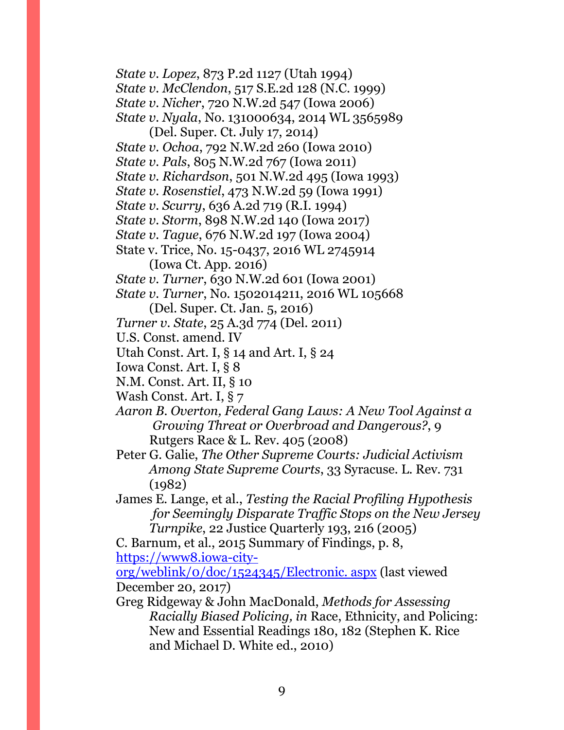*State v. Lopez*, 873 P.2d 1127 (Utah 1994)

*State v. McClendon*, 517 S.E.2d 128 (N.C. 1999)

*State v. Nicher*, 720 N.W.2d 547 (Iowa 2006)

*State v. Nyala*, No. 131000634, 2014 WL 3565989 (Del. Super. Ct. July 17, 2014)

*State v. Ochoa*, 792 N.W.2d 260 (Iowa 2010)

*State v. Pals*, 805 N.W.2d 767 (Iowa 2011)

*State v. Richardson*, 501 N.W.2d 495 (Iowa 1993)

*State v. Rosenstiel*, 473 N.W.2d 59 (Iowa 1991)

*State v. Scurry*, 636 A.2d 719 (R.I. 1994)

*State v. Storm*, 898 N.W.2d 140 (Iowa 2017)

*State v. Tague*, 676 N.W.2d 197 (Iowa 2004)

State v. Trice, No. 15-0437, 2016 WL 2745914 (Iowa Ct. App. 2016)

*State v. Turner*, 630 N.W.2d 601 (Iowa 2001)

*State v. Turner*, No. 1502014211, 2016 WL 105668 (Del. Super. Ct. Jan. 5, 2016)

*Turner v. State*, 25 A.3d 774 (Del. 2011)

U.S. Const. amend. IV

Utah Const. Art. I, § 14 and Art. I, § 24

Iowa Const. Art. I, § 8

N.M. Const. Art. II, § 10

Wash Const. Art. I, § 7

*Aaron B. Overton, Federal Gang Laws: A New Tool Against a Growing Threat or Overbroad and Dangerous?*, 9 Rutgers Race & L. Rev. 405 (2008)

Peter G. Galie, *The Other Supreme Courts: Judicial Activism Among State Supreme Courts*, 33 Syracuse. L. Rev. 731 (1982)

James E. Lange, et al., *Testing the Racial Profiling Hypothesis for Seemingly Disparate Traffic Stops on the New Jersey Turnpike*, 22 Justice Quarterly 193, 216 (2005)

C. Barnum, et al., 2015 Summary of Findings, p. 8, https://www8.iowa-city-org/weblink/0/doc/1524345/Electronic. aspx (last viewed December 20, 2017)

Greg Ridgeway & John MacDonald, *Methods for Assessing Racially Biased Policing, in* Race, Ethnicity, and Policing: New and Essential Readings 180, 182 (Stephen K. Rice and Michael D. White ed., 2010)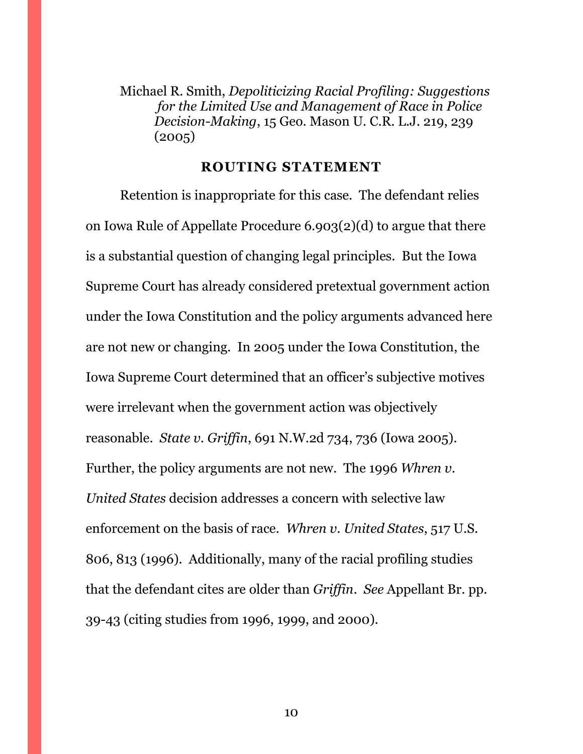Michael R. Smith, *Depoliticizing Racial Profiling: Suggestions for the Limited Use and Management of Race in Police Decision-Making*, 15 Geo. Mason U. C.R. L.J. 219, 239 (2005)

## ROUTING STATEMENT

Retention is inappropriate for this case. The defendant relies on Iowa Rule of Appellate Procedure 6.903(2)(d) to argue that there is a substantial question of changing legal principles. But the Iowa Supreme Court has already considered pretextual government action under the Iowa Constitution and the policy arguments advanced here are not new or changing. In 2005 under the Iowa Constitution, the Iowa Supreme Court determined that an officer's subjective motives were irrelevant when the government action was objectively reasonable. *State v. Griffin*, 691 N.W.2d 734, 736 (Iowa 2005). Further, the policy arguments are not new. The 1996 *Whren v. United States* decision addresses a concern with selective law enforcement on the basis of race. *Whren v. United States*, 517 U.S. 806, 813 (1996). Additionally, many of the racial profiling studies that the defendant cites are older than *Griffin*. *See* Appellant Br. pp. 39-43 (citing studies from 1996, 1999, and 2000).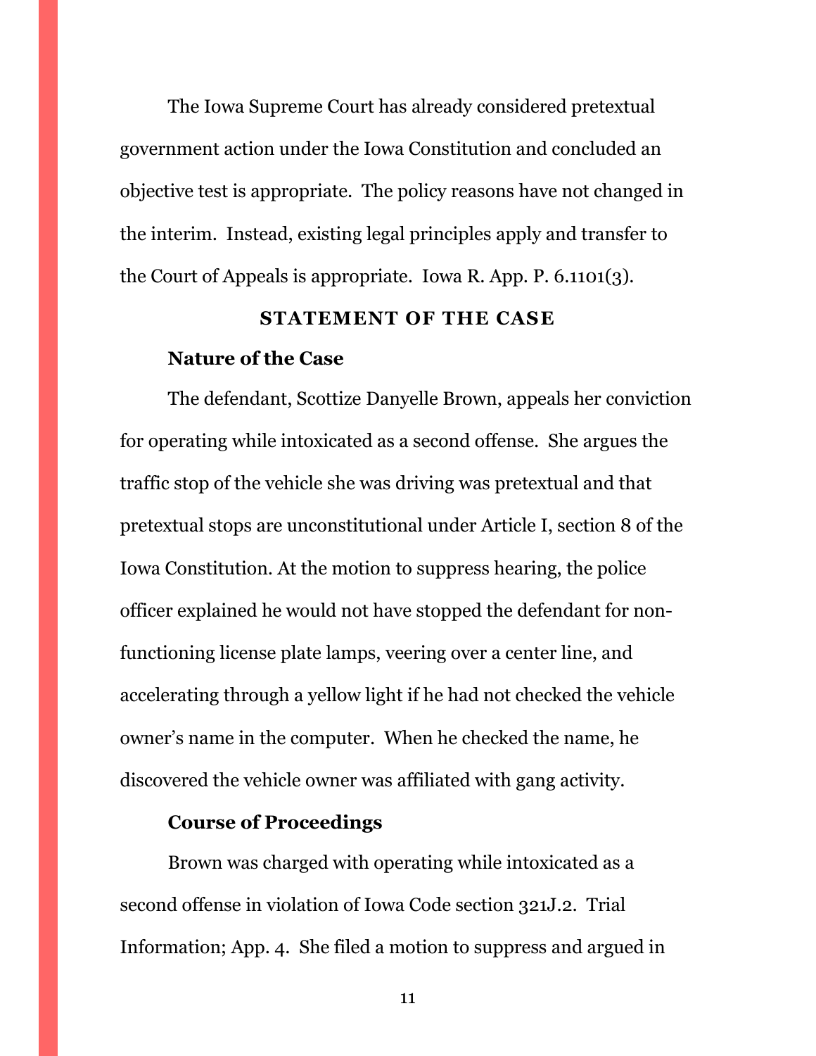The Iowa Supreme Court has already considered pretextual government action under the Iowa Constitution and concluded an objective test is appropriate. The policy reasons have not changed in the interim. Instead, existing legal principles apply and transfer to the Court of Appeals is appropriate. Iowa R. App. P. 6.1101(3).

## STATEMENT OF THE CASE

### Nature of the Case

The defendant, Scottize Danyelle Brown, appeals her conviction for operating while intoxicated as a second offense. She argues the traffic stop of the vehicle she was driving was pretextual and that pretextual stops are unconstitutional under Article I, section 8 of the Iowa Constitution. At the motion to suppress hearing, the police officer explained he would not have stopped the defendant for non-functioning license plate lamps, veering over a center line, and accelerating through a yellow light if he had not checked the vehicle owner's name in the computer. When he checked the name, he discovered the vehicle owner was affiliated with gang activity.

### Course of Proceedings

Brown was charged with operating while intoxicated as a second offense in violation of Iowa Code section 321J.2. Trial Information; App. 4. She filed a motion to suppress and argued in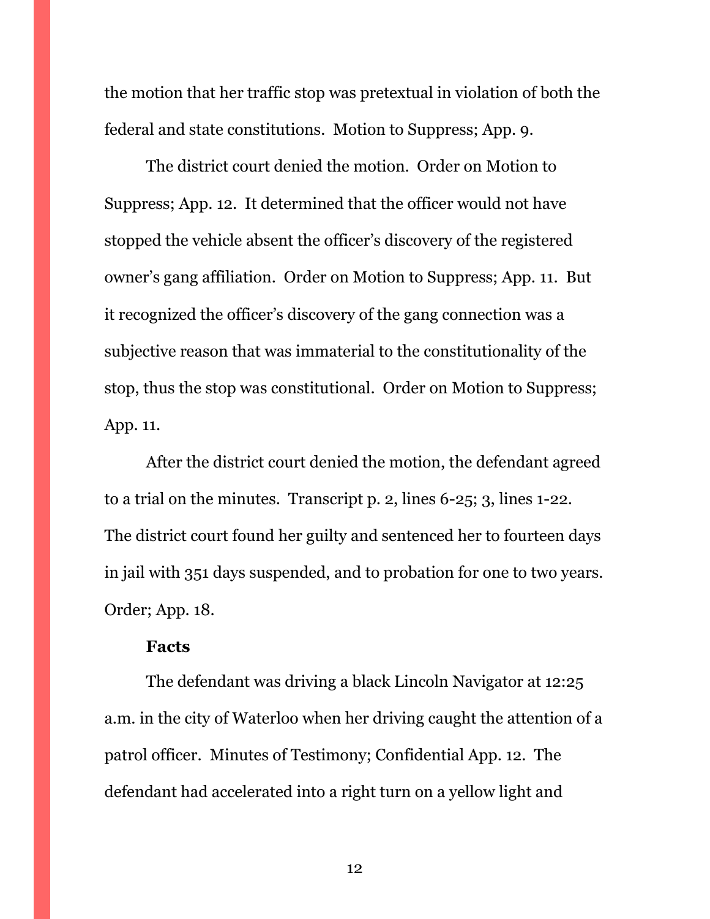the motion that her traffic stop was pretextual in violation of both the federal and state constitutions. Motion to Suppress; App. 9.

The district court denied the motion. Order on Motion to Suppress; App. 12. It determined that the officer would not have stopped the vehicle absent the officer's discovery of the registered owner's gang affiliation. Order on Motion to Suppress; App. 11. But it recognized the officer's discovery of the gang connection was a subjective reason that was immaterial to the constitutionality of the stop, thus the stop was constitutional. Order on Motion to Suppress; App. 11.

After the district court denied the motion, the defendant agreed to a trial on the minutes. Transcript p. 2, lines 6-25; 3, lines 1-22. The district court found her guilty and sentenced her to fourteen days in jail with 351 days suspended, and to probation for one to two years. Order; App. 18.

**Facts**

The defendant was driving a black Lincoln Navigator at 12:25 a.m. in the city of Waterloo when her driving caught the attention of a patrol officer. Minutes of Testimony; Confidential App. 12. The defendant had accelerated into a right turn on a yellow light and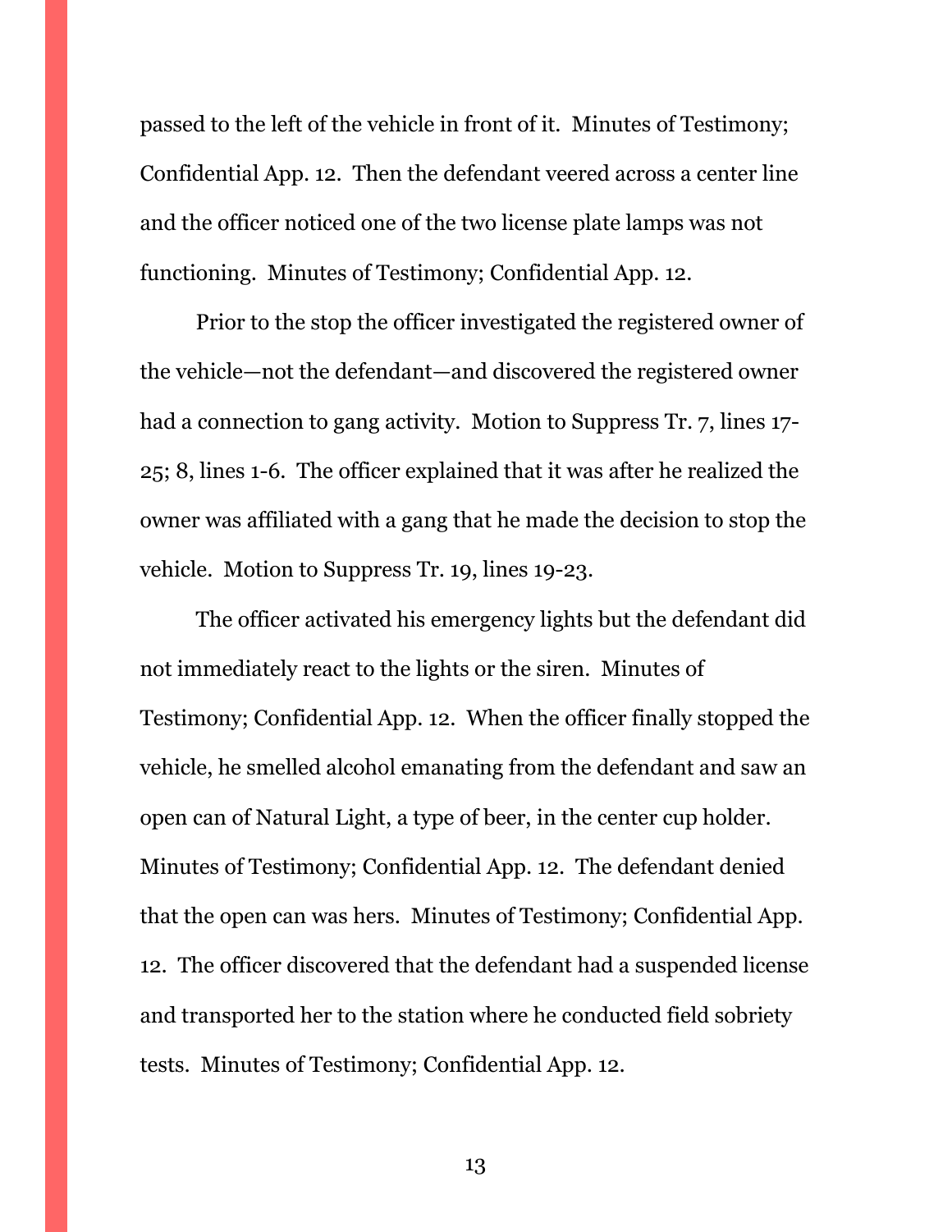passed to the left of the vehicle in front of it. Minutes of Testimony; Confidential App. 12. Then the defendant veered across a center line and the officer noticed one of the two license plate lamps was not functioning. Minutes of Testimony; Confidential App. 12.

Prior to the stop the officer investigated the registered owner of the vehicle—not the defendant—and discovered the registered owner had a connection to gang activity. Motion to Suppress Tr. 7, lines 17-25; 8, lines 1-6. The officer explained that it was after he realized the owner was affiliated with a gang that he made the decision to stop the vehicle. Motion to Suppress Tr. 19, lines 19-23.

The officer activated his emergency lights but the defendant did not immediately react to the lights or the siren. Minutes of Testimony; Confidential App. 12. When the officer finally stopped the vehicle, he smelled alcohol emanating from the defendant and saw an open can of Natural Light, a type of beer, in the center cup holder. Minutes of Testimony; Confidential App. 12. The defendant denied that the open can was hers. Minutes of Testimony; Confidential App. 12. The officer discovered that the defendant had a suspended license and transported her to the station where he conducted field sobriety tests. Minutes of Testimony; Confidential App. 12.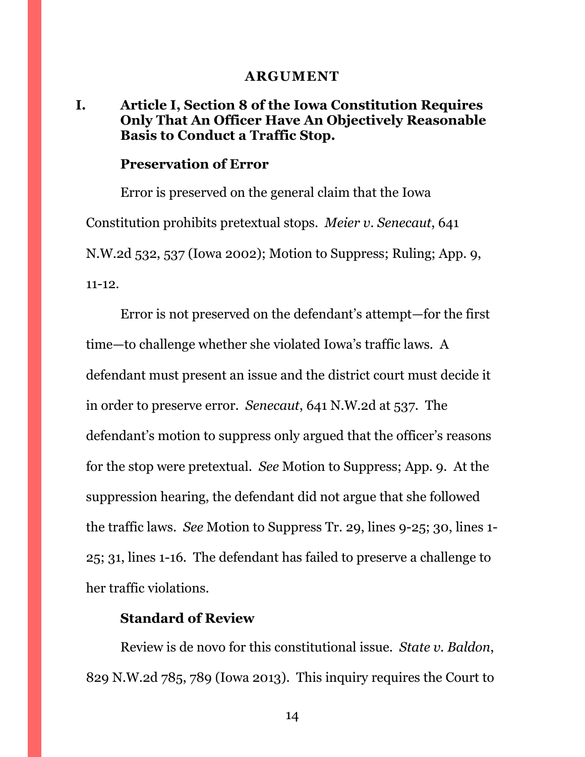## ARGUMENT

### I. Article I, Section 8 of the Iowa Constitution Requires Only That An Officer Have An Objectively Reasonable Basis to Conduct a Traffic Stop.

#### Preservation of Error

Error is preserved on the general claim that the Iowa Constitution prohibits pretextual stops. *Meier v. Senecaut*, 641 N.W.2d 532, 537 (Iowa 2002); Motion to Suppress; Ruling; App. 9, 11-12.

Error is not preserved on the defendant's attempt—for the first time—to challenge whether she violated Iowa's traffic laws. A defendant must present an issue and the district court must decide it in order to preserve error. *Senecaut*, 641 N.W.2d at 537. The defendant's motion to suppress only argued that the officer's reasons for the stop were pretextual. *See* Motion to Suppress; App. 9. At the suppression hearing, the defendant did not argue that she followed the traffic laws. *See* Motion to Suppress Tr. 29, lines 9-25; 30, lines 1-25; 31, lines 1-16. The defendant has failed to preserve a challenge to her traffic violations.

#### Standard of Review

Review is de novo for this constitutional issue. *State v. Baldon*, 829 N.W.2d 785, 789 (Iowa 2013). This inquiry requires the Court to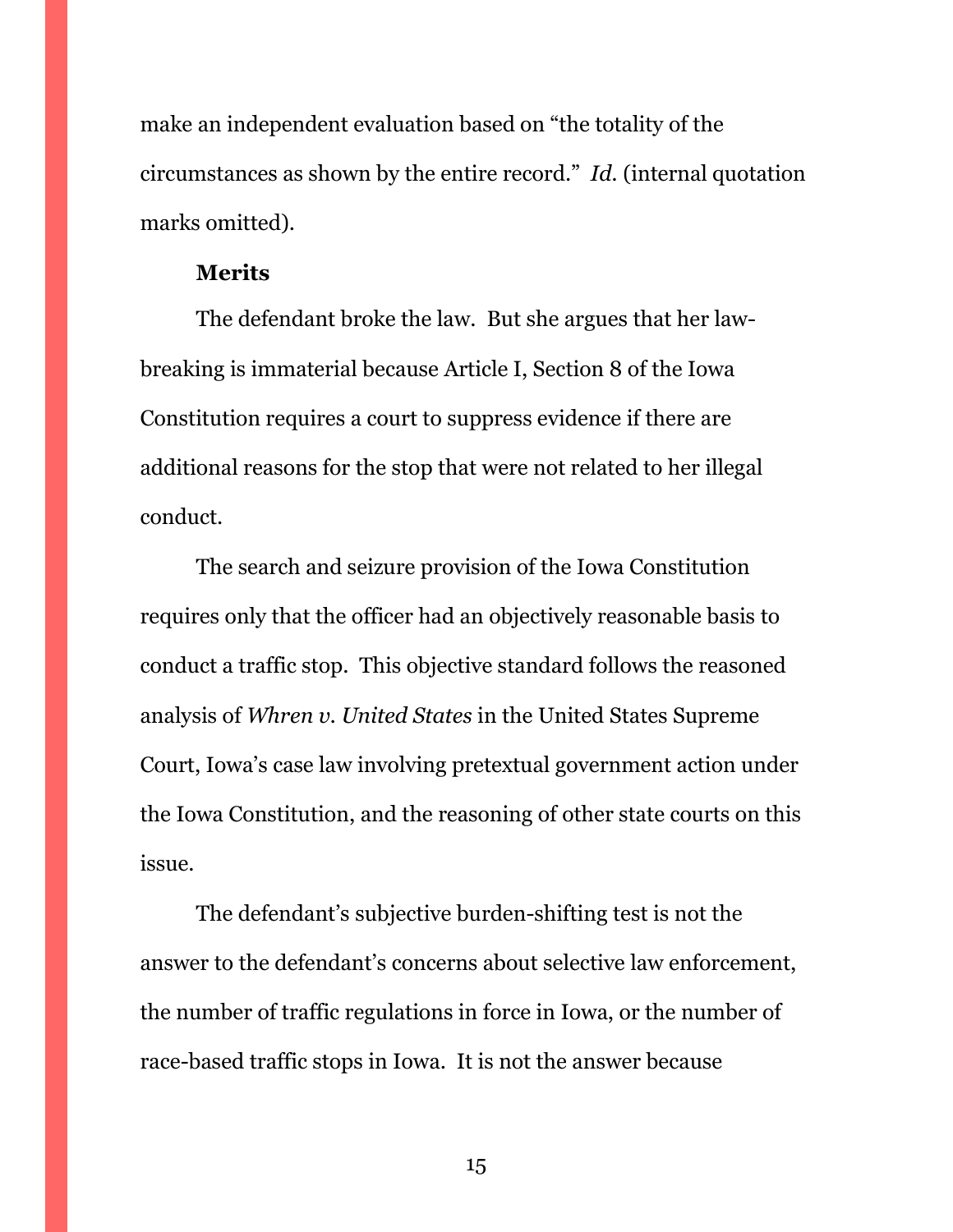make an independent evaluation based on "the totality of the circumstances as shown by the entire record." *Id.* (internal quotation marks omitted).

**Merits**

The defendant broke the law. But she argues that her law-breaking is immaterial because Article I, Section 8 of the Iowa Constitution requires a court to suppress evidence if there are additional reasons for the stop that were not related to her illegal conduct.

The search and seizure provision of the Iowa Constitution requires only that the officer had an objectively reasonable basis to conduct a traffic stop. This objective standard follows the reasoned analysis of *Whren v. United States* in the United States Supreme Court, Iowa's case law involving pretextual government action under the Iowa Constitution, and the reasoning of other state courts on this issue.

The defendant's subjective burden-shifting test is not the answer to the defendant's concerns about selective law enforcement, the number of traffic regulations in force in Iowa, or the number of race-based traffic stops in Iowa. It is not the answer because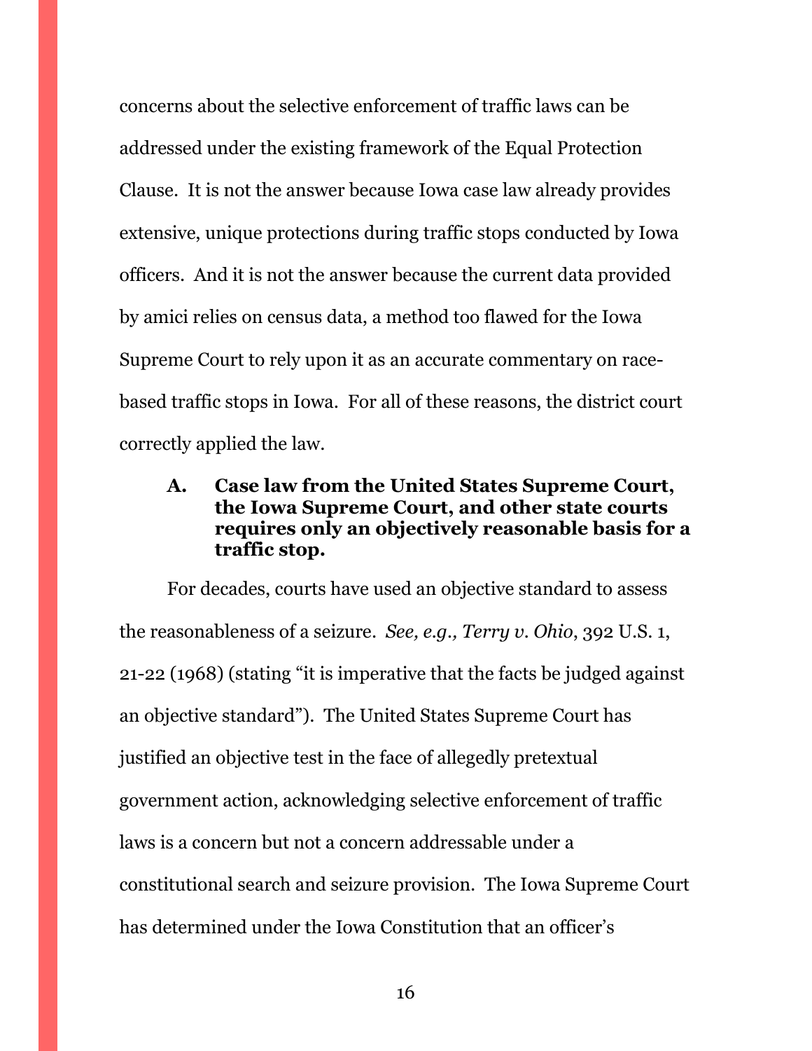concerns about the selective enforcement of traffic laws can be addressed under the existing framework of the Equal Protection Clause. It is not the answer because Iowa case law already provides extensive, unique protections during traffic stops conducted by Iowa officers. And it is not the answer because the current data provided by amici relies on census data, a method too flawed for the Iowa Supreme Court to rely upon it as an accurate commentary on race-based traffic stops in Iowa. For all of these reasons, the district court correctly applied the law.

### A. Case law from the United States Supreme Court, the Iowa Supreme Court, and other state courts requires only an objectively reasonable basis for a traffic stop.

For decades, courts have used an objective standard to assess the reasonableness of a seizure. *See, e.g., Terry v. Ohio*, 392 U.S. 1, 21-22 (1968) (stating "it is imperative that the facts be judged against an objective standard"). The United States Supreme Court has justified an objective test in the face of allegedly pretextual government action, acknowledging selective enforcement of traffic laws is a concern but not a concern addressable under a constitutional search and seizure provision. The Iowa Supreme Court has determined under the Iowa Constitution that an officer's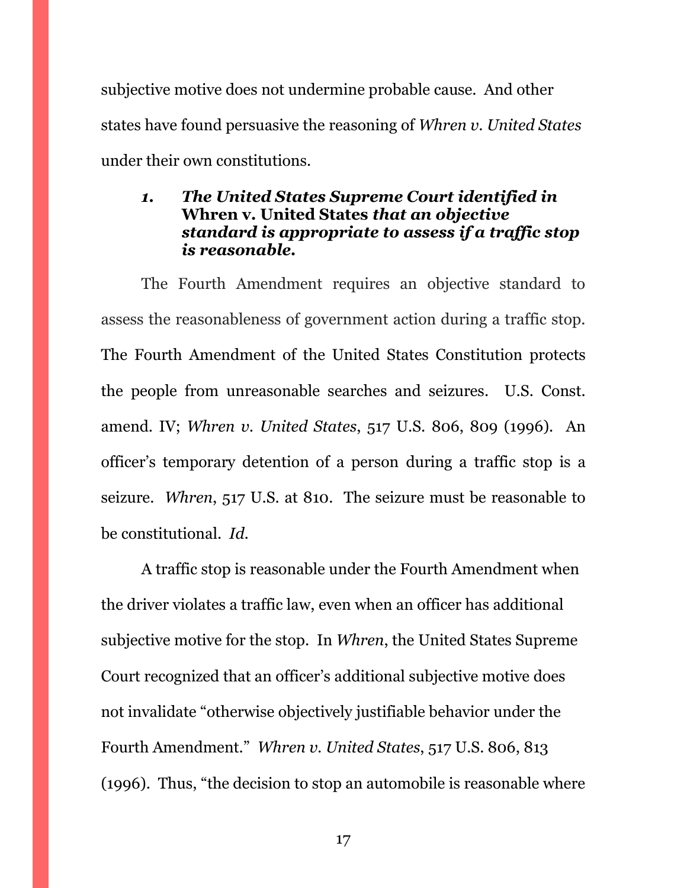subjective motive does not undermine probable cause. And other states have found persuasive the reasoning of *Whren v. United States* under their own constitutions.

### *1. The United States Supreme Court identified in* **Whren v. United States** *that an objective standard is appropriate to assess if a traffic stop is reasonable.*

The Fourth Amendment requires an objective standard to assess the reasonableness of government action during a traffic stop. The Fourth Amendment of the United States Constitution protects the people from unreasonable searches and seizures. U.S. Const. amend. IV; *Whren v. United States*, 517 U.S. 806, 809 (1996). An officer's temporary detention of a person during a traffic stop is a seizure. *Whren*, 517 U.S. at 810. The seizure must be reasonable to be constitutional. *Id.*

A traffic stop is reasonable under the Fourth Amendment when the driver violates a traffic law, even when an officer has additional subjective motive for the stop. In *Whren*, the United States Supreme Court recognized that an officer's additional subjective motive does not invalidate "otherwise objectively justifiable behavior under the Fourth Amendment." *Whren v. United States*, 517 U.S. 806, 813 (1996). Thus, "the decision to stop an automobile is reasonable where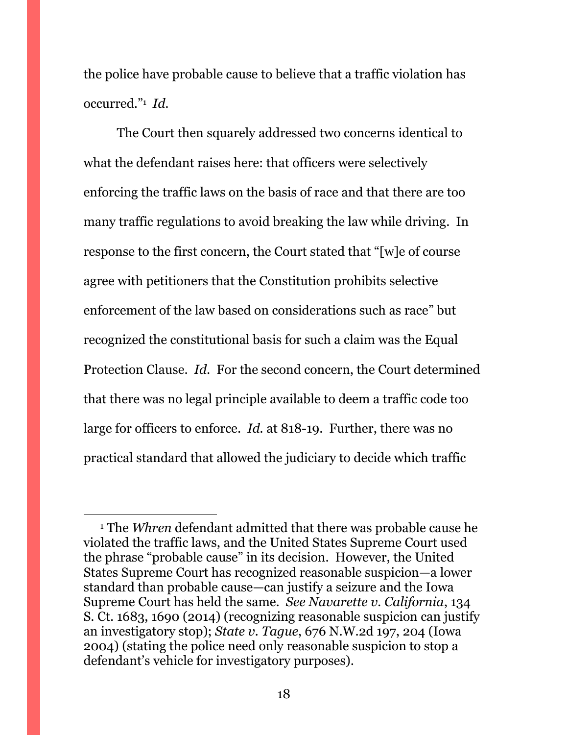the police have probable cause to believe that a traffic violation has occurred."[1] *Id.*

The Court then squarely addressed two concerns identical to what the defendant raises here: that officers were selectively enforcing the traffic laws on the basis of race and that there are too many traffic regulations to avoid breaking the law while driving. In response to the first concern, the Court stated that "[w]e of course agree with petitioners that the Constitution prohibits selective enforcement of the law based on considerations such as race" but recognized the constitutional basis for such a claim was the Equal Protection Clause. *Id.* For the second concern, the Court determined that there was no legal principle available to deem a traffic code too large for officers to enforce. *Id.* at 818-19. Further, there was no practical standard that allowed the judiciary to decide which traffic

---

[1] The *Whren* defendant admitted that there was probable cause he violated the traffic laws, and the United States Supreme Court used the phrase "probable cause" in its decision. However, the United States Supreme Court has recognized reasonable suspicion—a lower standard than probable cause—can justify a seizure and the Iowa Supreme Court has held the same. *See Navarette v. California*, 134 S. Ct. 1683, 1690 (2014) (recognizing reasonable suspicion can justify an investigatory stop); *State v. Tague*, 676 N.W.2d 197, 204 (Iowa 2004) (stating the police need only reasonable suspicion to stop a defendant's vehicle for investigatory purposes).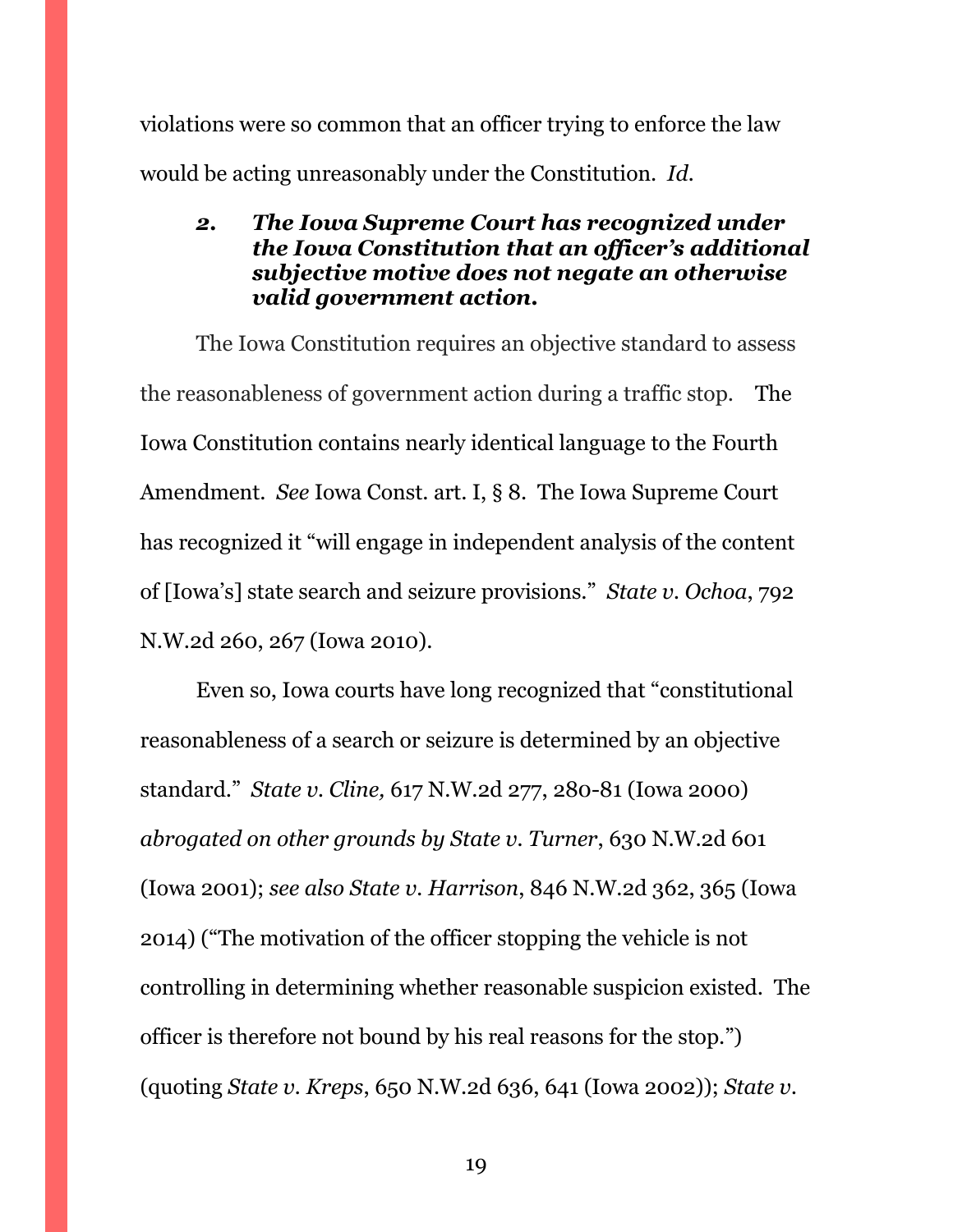violations were so common that an officer trying to enforce the law would be acting unreasonably under the Constitution. *Id.*

#### ***2. The Iowa Supreme Court has recognized under the Iowa Constitution that an officer's additional subjective motive does not negate an otherwise valid government action.***

The Iowa Constitution requires an objective standard to assess the reasonableness of government action during a traffic stop. The Iowa Constitution contains nearly identical language to the Fourth Amendment. *See* Iowa Const. art. I, § 8. The Iowa Supreme Court has recognized it "will engage in independent analysis of the content of [Iowa's] state search and seizure provisions." *State v. Ochoa*, 792 N.W.2d 260, 267 (Iowa 2010).

Even so, Iowa courts have long recognized that "constitutional reasonableness of a search or seizure is determined by an objective standard." *State v. Cline,* 617 N.W.2d 277, 280-81 (Iowa 2000) *abrogated on other grounds by State v. Turner*, 630 N.W.2d 601 (Iowa 2001); *see also State v. Harrison*, 846 N.W.2d 362, 365 (Iowa 2014) ("The motivation of the officer stopping the vehicle is not controlling in determining whether reasonable suspicion existed. The officer is therefore not bound by his real reasons for the stop.") (quoting *State v. Kreps*, 650 N.W.2d 636, 641 (Iowa 2002)); *State v.*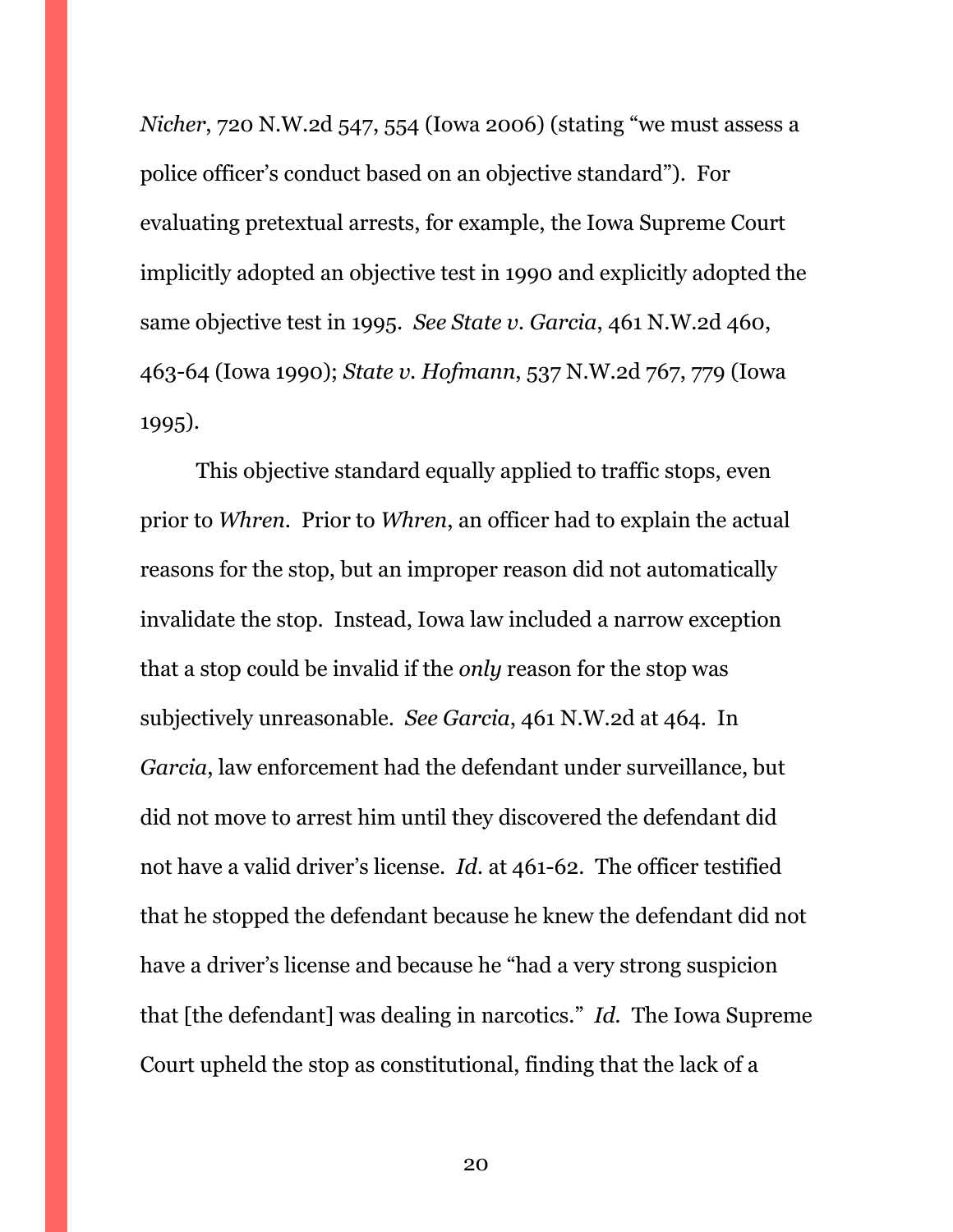*Nicher*, 720 N.W.2d 547, 554 (Iowa 2006) (stating "we must assess a police officer's conduct based on an objective standard"). For evaluating pretextual arrests, for example, the Iowa Supreme Court implicitly adopted an objective test in 1990 and explicitly adopted the same objective test in 1995. *See State v. Garcia*, 461 N.W.2d 460, 463-64 (Iowa 1990); *State v. Hofmann*, 537 N.W.2d 767, 779 (Iowa 1995).

This objective standard equally applied to traffic stops, even prior to *Whren*. Prior to *Whren*, an officer had to explain the actual reasons for the stop, but an improper reason did not automatically invalidate the stop. Instead, Iowa law included a narrow exception that a stop could be invalid if the *only* reason for the stop was subjectively unreasonable. *See Garcia*, 461 N.W.2d at 464. In *Garcia*, law enforcement had the defendant under surveillance, but did not move to arrest him until they discovered the defendant did not have a valid driver's license. *Id.* at 461-62. The officer testified that he stopped the defendant because he knew the defendant did not have a driver's license and because he "had a very strong suspicion that [the defendant] was dealing in narcotics." *Id.* The Iowa Supreme Court upheld the stop as constitutional, finding that the lack of a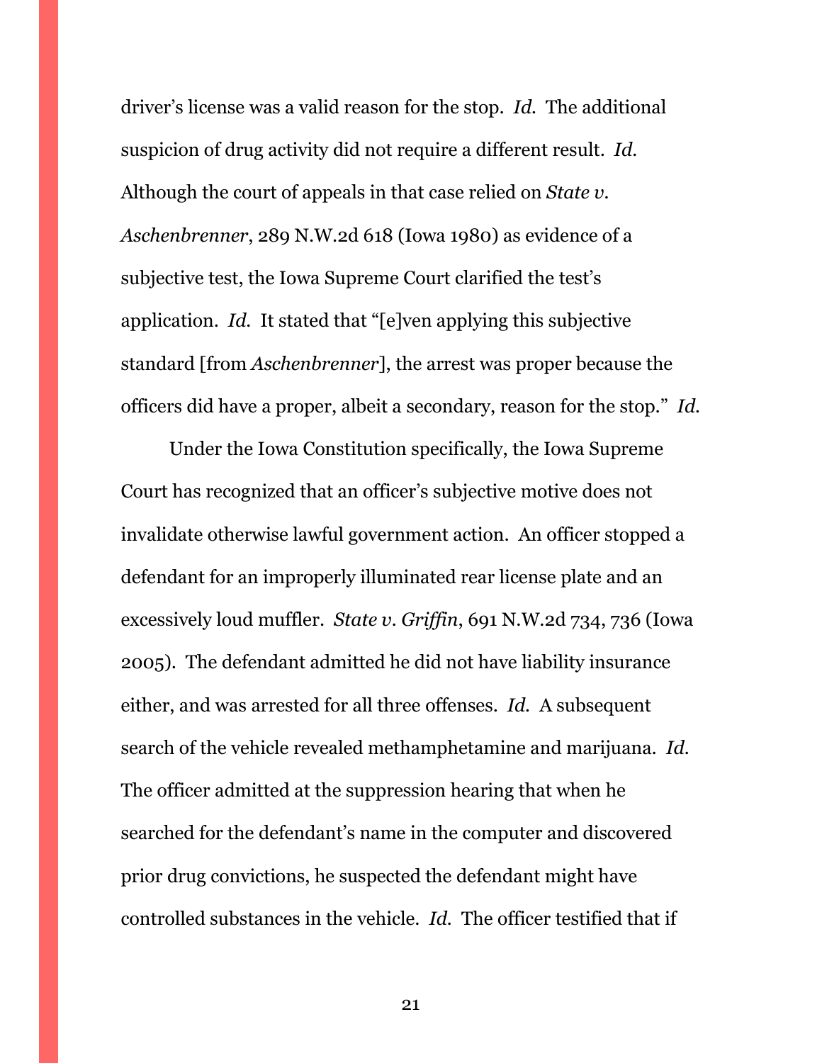driver's license was a valid reason for the stop. *Id.* The additional suspicion of drug activity did not require a different result. *Id.* Although the court of appeals in that case relied on *State v. Aschenbrenner*, 289 N.W.2d 618 (Iowa 1980) as evidence of a subjective test, the Iowa Supreme Court clarified the test's application. *Id.* It stated that "[e]ven applying this subjective standard [from *Aschenbrenner*], the arrest was proper because the officers did have a proper, albeit a secondary, reason for the stop." *Id.*

Under the Iowa Constitution specifically, the Iowa Supreme Court has recognized that an officer's subjective motive does not invalidate otherwise lawful government action. An officer stopped a defendant for an improperly illuminated rear license plate and an excessively loud muffler. *State v. Griffin*, 691 N.W.2d 734, 736 (Iowa 2005). The defendant admitted he did not have liability insurance either, and was arrested for all three offenses. *Id.* A subsequent search of the vehicle revealed methamphetamine and marijuana. *Id.* The officer admitted at the suppression hearing that when he searched for the defendant's name in the computer and discovered prior drug convictions, he suspected the defendant might have controlled substances in the vehicle. *Id.* The officer testified that if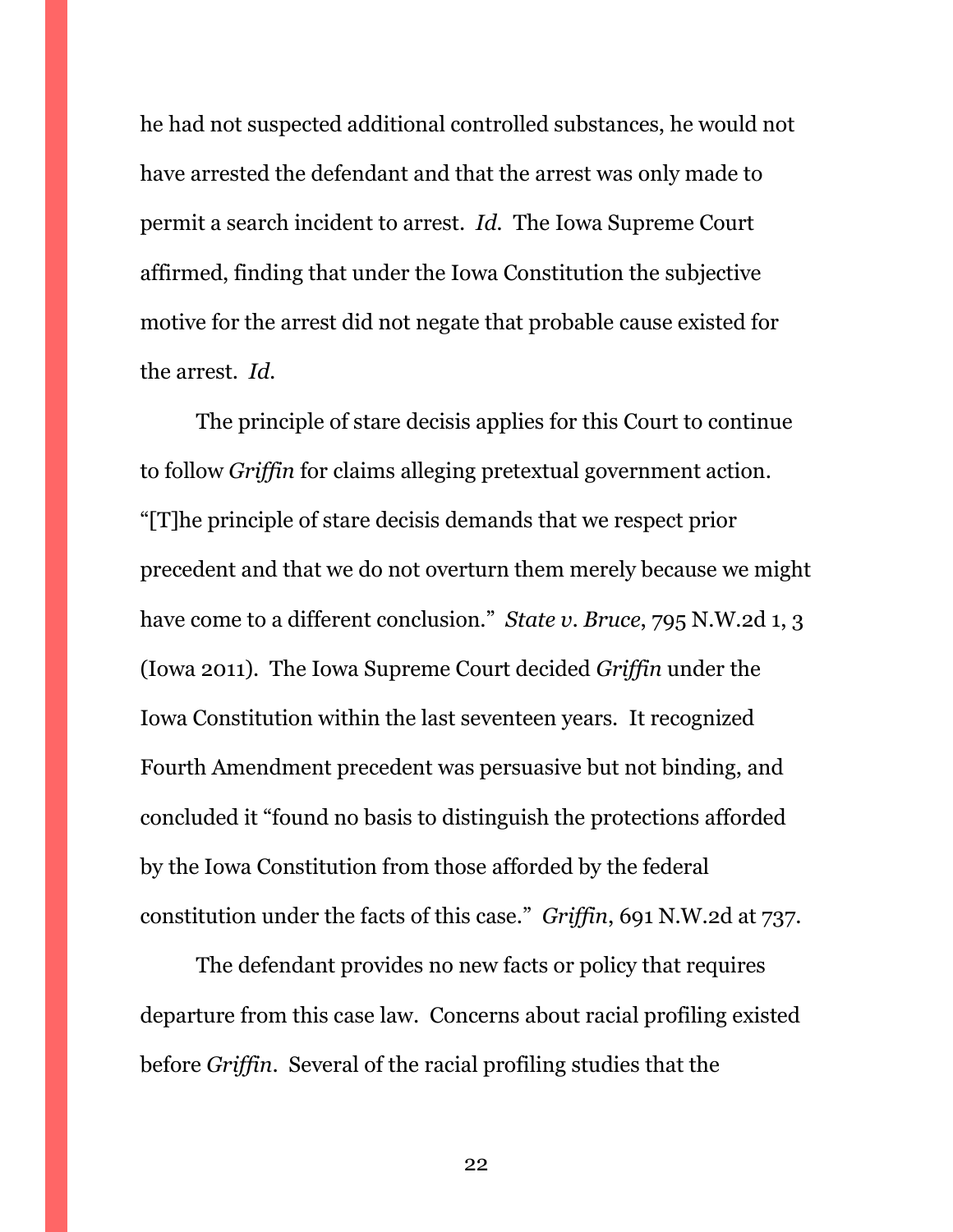he had not suspected additional controlled substances, he would not have arrested the defendant and that the arrest was only made to permit a search incident to arrest. *Id.* The Iowa Supreme Court affirmed, finding that under the Iowa Constitution the subjective motive for the arrest did not negate that probable cause existed for the arrest. *Id.*

The principle of stare decisis applies for this Court to continue to follow *Griffin* for claims alleging pretextual government action. "[T]he principle of stare decisis demands that we respect prior precedent and that we do not overturn them merely because we might have come to a different conclusion." *State v. Bruce*, 795 N.W.2d 1, 3 (Iowa 2011). The Iowa Supreme Court decided *Griffin* under the Iowa Constitution within the last seventeen years. It recognized Fourth Amendment precedent was persuasive but not binding, and concluded it "found no basis to distinguish the protections afforded by the Iowa Constitution from those afforded by the federal constitution under the facts of this case." *Griffin*, 691 N.W.2d at 737.

The defendant provides no new facts or policy that requires departure from this case law. Concerns about racial profiling existed before *Griffin*. Several of the racial profiling studies that the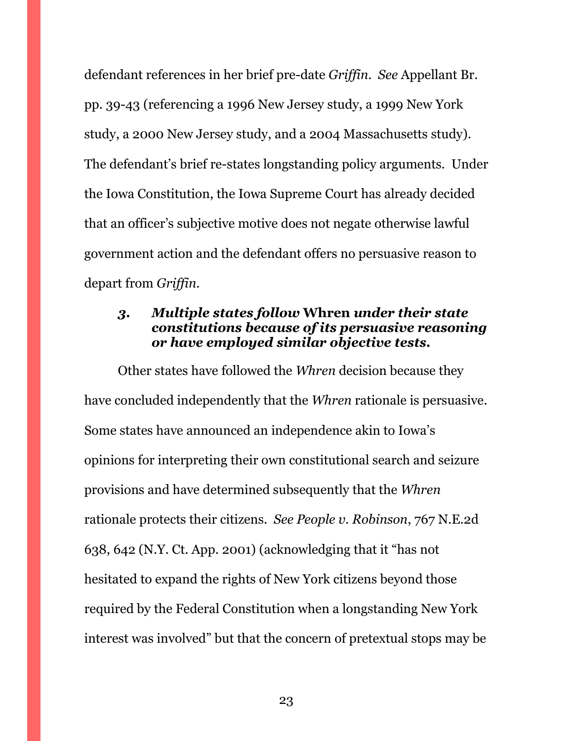defendant references in her brief pre-date *Griffin*. *See* Appellant Br. pp. 39-43 (referencing a 1996 New Jersey study, a 1999 New York study, a 2000 New Jersey study, and a 2004 Massachusetts study). The defendant's brief re-states longstanding policy arguments. Under the Iowa Constitution, the Iowa Supreme Court has already decided that an officer's subjective motive does not negate otherwise lawful government action and the defendant offers no persuasive reason to depart from *Griffin*.

### 3. *Multiple states follow* **Whren** *under their state constitutions because of its persuasive reasoning or have employed similar objective tests.*

Other states have followed the *Whren* decision because they have concluded independently that the *Whren* rationale is persuasive. Some states have announced an independence akin to Iowa's opinions for interpreting their own constitutional search and seizure provisions and have determined subsequently that the *Whren* rationale protects their citizens. *See People v. Robinson*, 767 N.E.2d 638, 642 (N.Y. Ct. App. 2001) (acknowledging that it "has not hesitated to expand the rights of New York citizens beyond those required by the Federal Constitution when a longstanding New York interest was involved" but that the concern of pretextual stops may be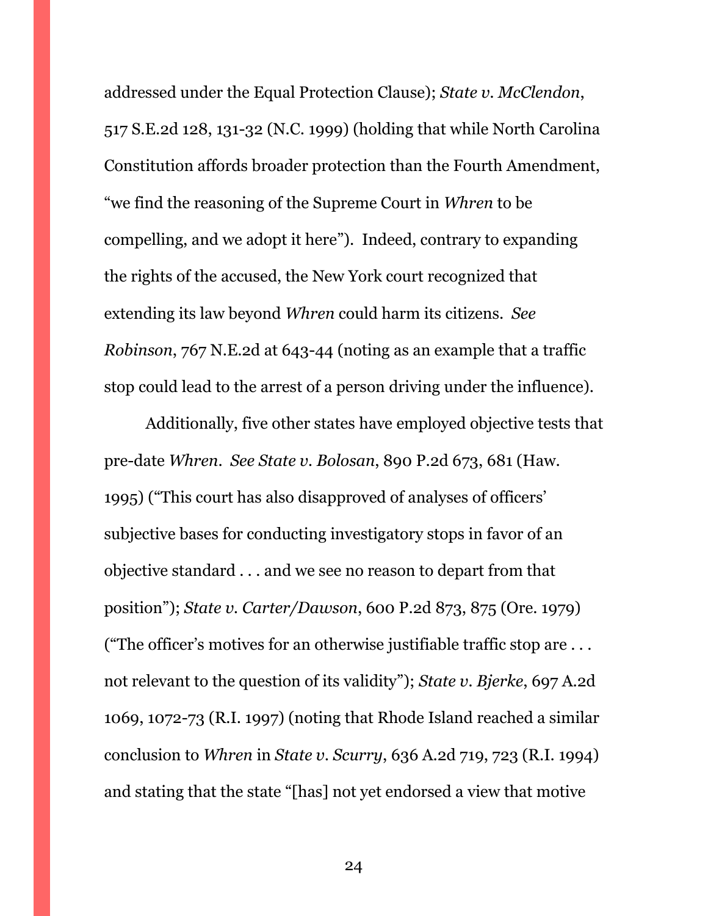addressed under the Equal Protection Clause); *State v. McClendon*, 517 S.E.2d 128, 131-32 (N.C. 1999) (holding that while North Carolina Constitution affords broader protection than the Fourth Amendment, "we find the reasoning of the Supreme Court in *Whren* to be compelling, and we adopt it here"). Indeed, contrary to expanding the rights of the accused, the New York court recognized that extending its law beyond *Whren* could harm its citizens. *See Robinson*, 767 N.E.2d at 643-44 (noting as an example that a traffic stop could lead to the arrest of a person driving under the influence).

Additionally, five other states have employed objective tests that pre-date *Whren*. *See State v. Bolosan*, 890 P.2d 673, 681 (Haw. 1995) ("This court has also disapproved of analyses of officers' subjective bases for conducting investigatory stops in favor of an objective standard . . . and we see no reason to depart from that position"); *State v. Carter/Dawson*, 600 P.2d 873, 875 (Ore. 1979) ("The officer's motives for an otherwise justifiable traffic stop are . . . not relevant to the question of its validity"); *State v. Bjerke*, 697 A.2d 1069, 1072-73 (R.I. 1997) (noting that Rhode Island reached a similar conclusion to *Whren* in *State v. Scurry*, 636 A.2d 719, 723 (R.I. 1994) and stating that the state "[has] not yet endorsed a view that motive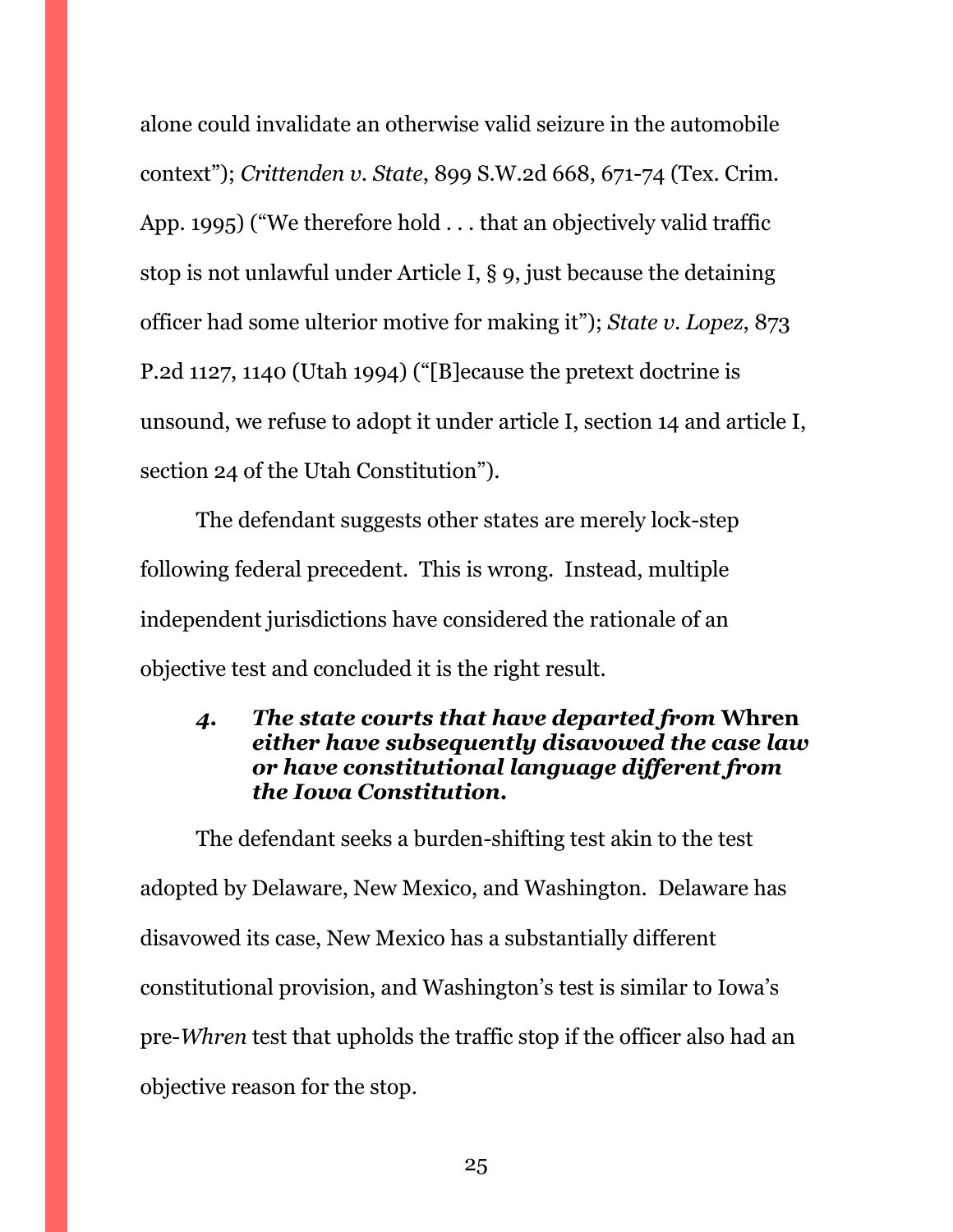alone could invalidate an otherwise valid seizure in the automobile context"); *Crittenden v. State*, 899 S.W.2d 668, 671-74 (Tex. Crim. App. 1995) ("We therefore hold . . . that an objectively valid traffic stop is not unlawful under Article I, § 9, just because the detaining officer had some ulterior motive for making it"); *State v. Lopez*, 873 P.2d 1127, 1140 (Utah 1994) ("[B]ecause the pretext doctrine is unsound, we refuse to adopt it under article I, section 14 and article I, section 24 of the Utah Constitution").

The defendant suggests other states are merely lock-step following federal precedent. This is wrong. Instead, multiple independent jurisdictions have considered the rationale of an objective test and concluded it is the right result.

#### *4. The state courts that have departed from* **Whren** *either have subsequently disavowed the case law or have constitutional language different from the Iowa Constitution.*

The defendant seeks a burden-shifting test akin to the test adopted by Delaware, New Mexico, and Washington. Delaware has disavowed its case, New Mexico has a substantially different constitutional provision, and Washington's test is similar to Iowa's pre-*Whren* test that upholds the traffic stop if the officer also had an objective reason for the stop.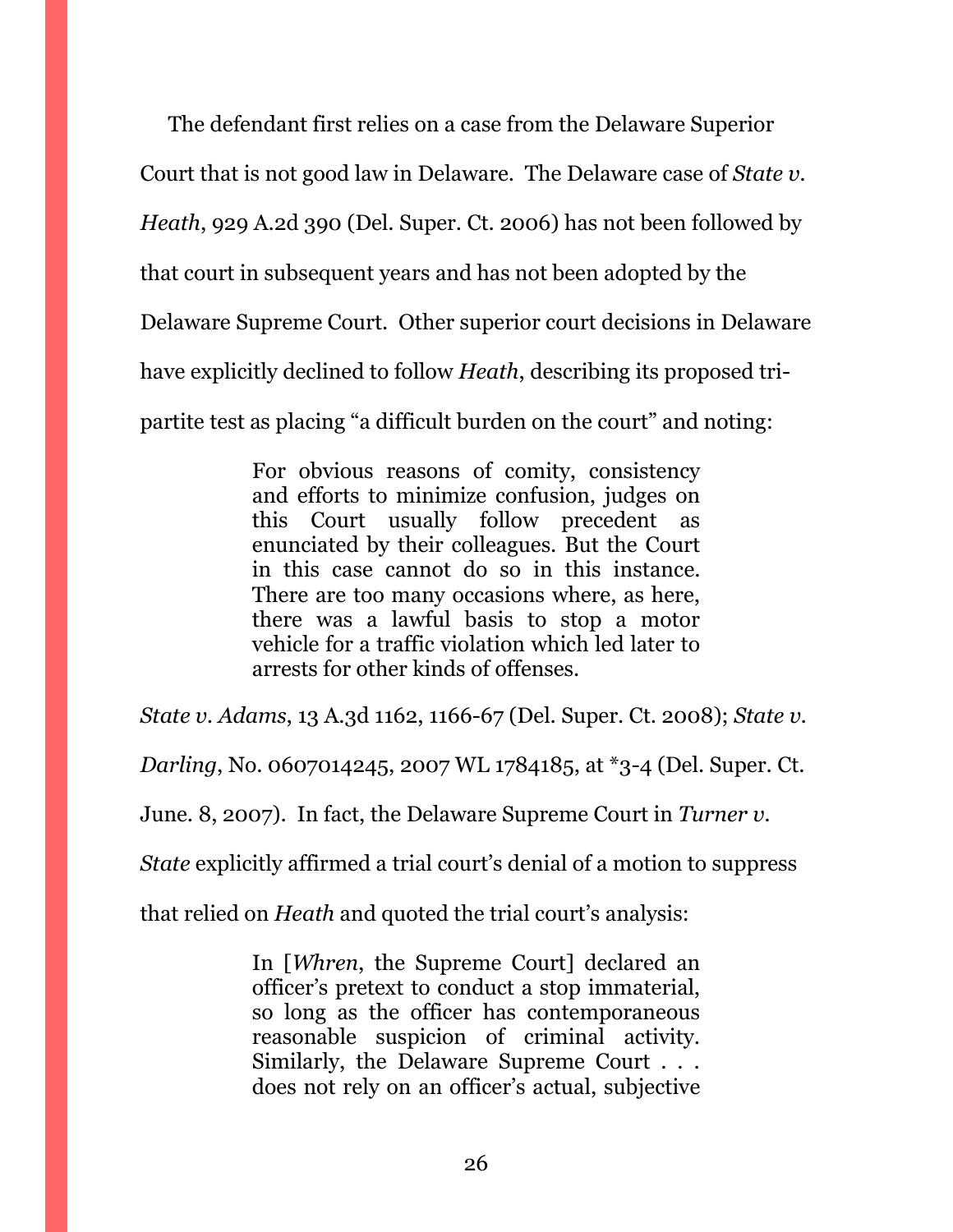The defendant first relies on a case from the Delaware Superior Court that is not good law in Delaware. The Delaware case of *State v. Heath*, 929 A.2d 390 (Del. Super. Ct. 2006) has not been followed by that court in subsequent years and has not been adopted by the Delaware Supreme Court. Other superior court decisions in Delaware have explicitly declined to follow *Heath*, describing its proposed tri-partite test as placing "a difficult burden on the court" and noting:

> For obvious reasons of comity, consistency and efforts to minimize confusion, judges on this Court usually follow precedent as enunciated by their colleagues. But the Court in this case cannot do so in this instance. There are too many occasions where, as here, there was a lawful basis to stop a motor vehicle for a traffic violation which led later to arrests for other kinds of offenses.

*State v. Adams*, 13 A.3d 1162, 1166-67 (Del. Super. Ct. 2008); *State v. Darling*, No. 0607014245, 2007 WL 1784185, at *3-4 (Del. Super. Ct. June. 8, 2007). In fact, the Delaware Supreme Court in *Turner v. State* explicitly affirmed a trial court's denial of a motion to suppress that relied on *Heath* and quoted the trial court's analysis:

> In [*Whren*, the Supreme Court] declared an officer's pretext to conduct a stop immaterial, so long as the officer has contemporaneous reasonable suspicion of criminal activity. Similarly, the Delaware Supreme Court . . . does not rely on an officer's actual, subjective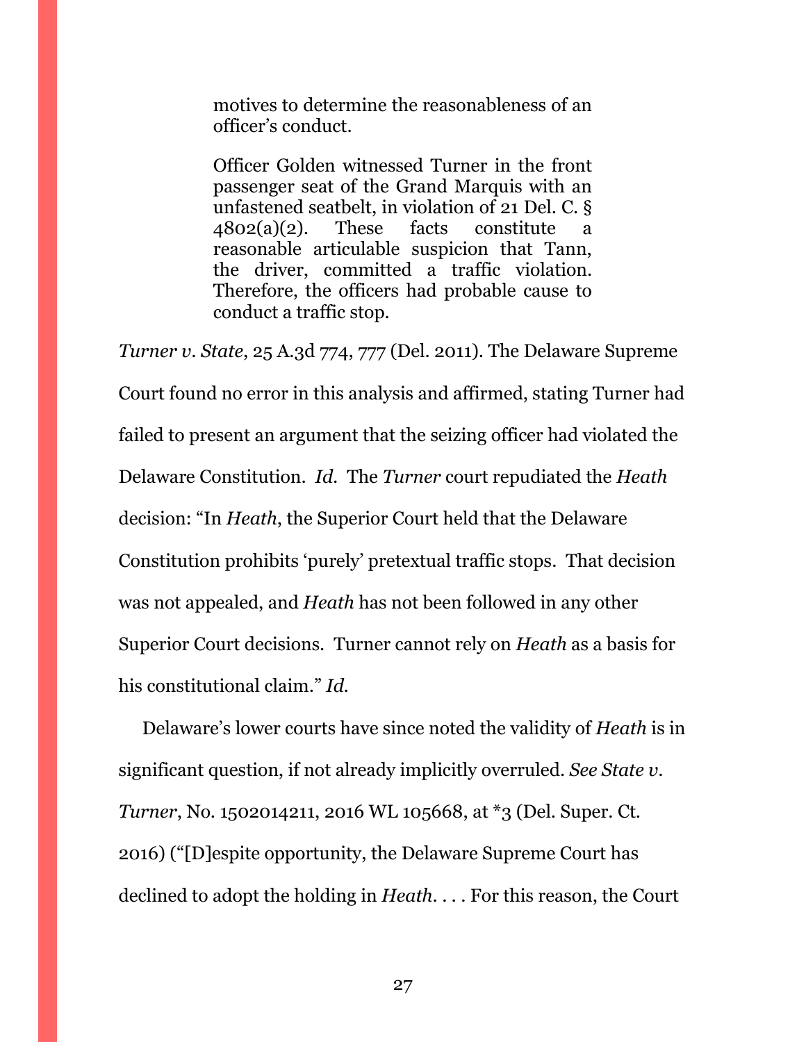> motives to determine the reasonableness of an officer's conduct.
>
> Officer Golden witnessed Turner in the front passenger seat of the Grand Marquis with an unfastened seatbelt, in violation of 21 Del. C. § 4802(a)(2). These facts constitute a reasonable articulable suspicion that Tann, the driver, committed a traffic violation. Therefore, the officers had probable cause to conduct a traffic stop.

*Turner v. State*, 25 A.3d 774, 777 (Del. 2011). The Delaware Supreme Court found no error in this analysis and affirmed, stating Turner had failed to present an argument that the seizing officer had violated the Delaware Constitution. *Id.* The *Turner* court repudiated the *Heath* decision: "In *Heath*, the Superior Court held that the Delaware Constitution prohibits 'purely' pretextual traffic stops. That decision was not appealed, and *Heath* has not been followed in any other Superior Court decisions. Turner cannot rely on *Heath* as a basis for his constitutional claim." *Id.*

Delaware's lower courts have since noted the validity of *Heath* is in significant question, if not already implicitly overruled. *See State v. Turner*, No. 1502014211, 2016 WL 105668, at *3 (Del. Super. Ct. 2016) ("[D]espite opportunity, the Delaware Supreme Court has declined to adopt the holding in *Heath*. . . . For this reason, the Court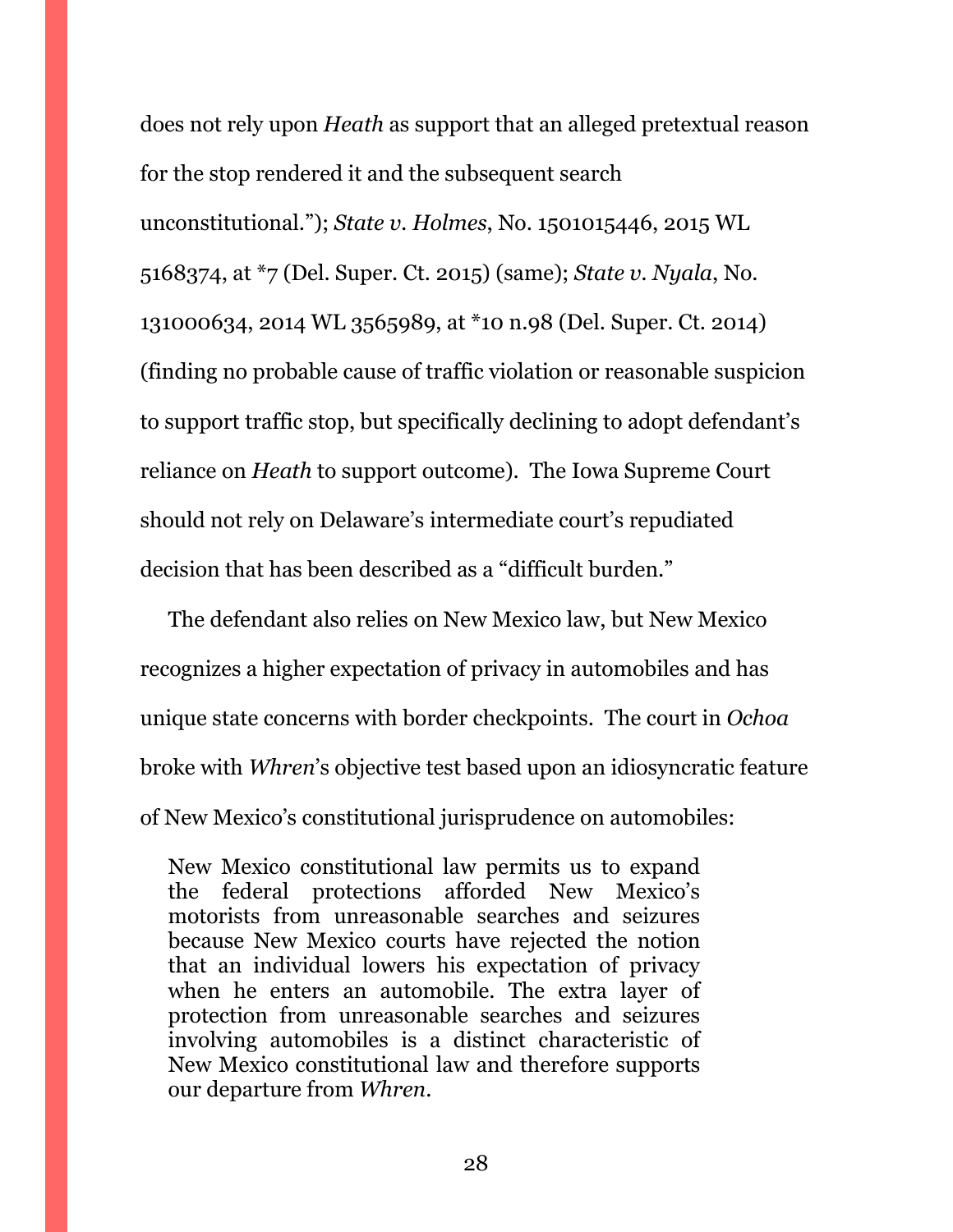does not rely upon *Heath* as support that an alleged pretextual reason for the stop rendered it and the subsequent search unconstitutional."); *State v. Holmes*, No. 1501015446, 2015 WL 5168374, at *7 (Del. Super. Ct. 2015) (same); *State v. Nyala*, No. 131000634, 2014 WL 3565989, at *10 n.98 (Del. Super. Ct. 2014) (finding no probable cause of traffic violation or reasonable suspicion to support traffic stop, but specifically declining to adopt defendant's reliance on *Heath* to support outcome). The Iowa Supreme Court should not rely on Delaware's intermediate court's repudiated decision that has been described as a "difficult burden."

The defendant also relies on New Mexico law, but New Mexico recognizes a higher expectation of privacy in automobiles and has unique state concerns with border checkpoints. The court in *Ochoa* broke with *Whren*'s objective test based upon an idiosyncratic feature of New Mexico's constitutional jurisprudence on automobiles:

> New Mexico constitutional law permits us to expand the federal protections afforded New Mexico's motorists from unreasonable searches and seizures because New Mexico courts have rejected the notion that an individual lowers his expectation of privacy when he enters an automobile. The extra layer of protection from unreasonable searches and seizures involving automobiles is a distinct characteristic of New Mexico constitutional law and therefore supports our departure from *Whren*.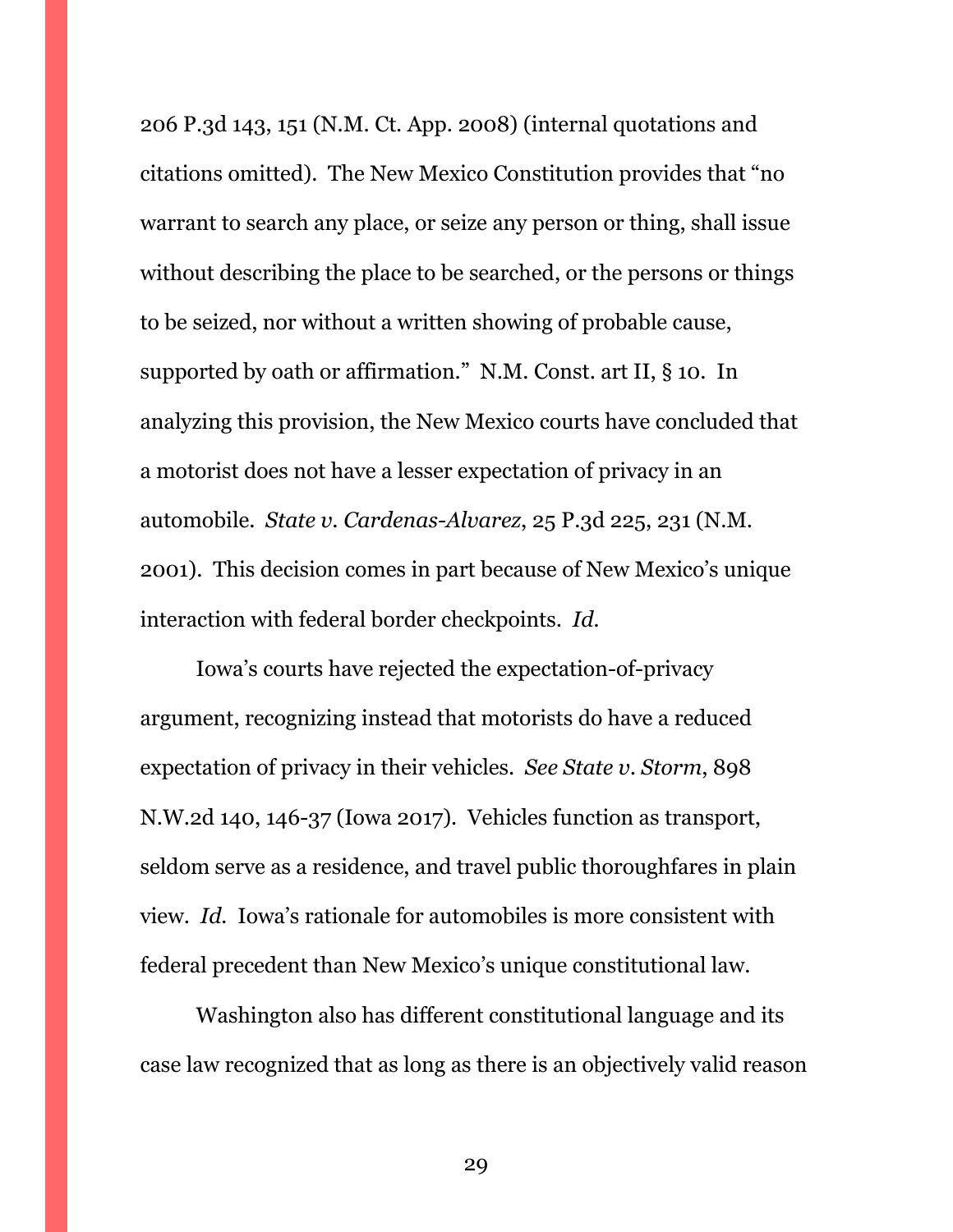206 P.3d 143, 151 (N.M. Ct. App. 2008) (internal quotations and citations omitted). The New Mexico Constitution provides that "no warrant to search any place, or seize any person or thing, shall issue without describing the place to be searched, or the persons or things to be seized, nor without a written showing of probable cause, supported by oath or affirmation." N.M. Const. art II, § 10. In analyzing this provision, the New Mexico courts have concluded that a motorist does not have a lesser expectation of privacy in an automobile. *State v. Cardenas-Alvarez*, 25 P.3d 225, 231 (N.M. 2001). This decision comes in part because of New Mexico's unique interaction with federal border checkpoints. *Id.*

Iowa's courts have rejected the expectation-of-privacy argument, recognizing instead that motorists do have a reduced expectation of privacy in their vehicles. *See State v. Storm*, 898 N.W.2d 140, 146-37 (Iowa 2017). Vehicles function as transport, seldom serve as a residence, and travel public thoroughfares in plain view. *Id.* Iowa's rationale for automobiles is more consistent with federal precedent than New Mexico's unique constitutional law.

Washington also has different constitutional language and its case law recognized that as long as there is an objectively valid reason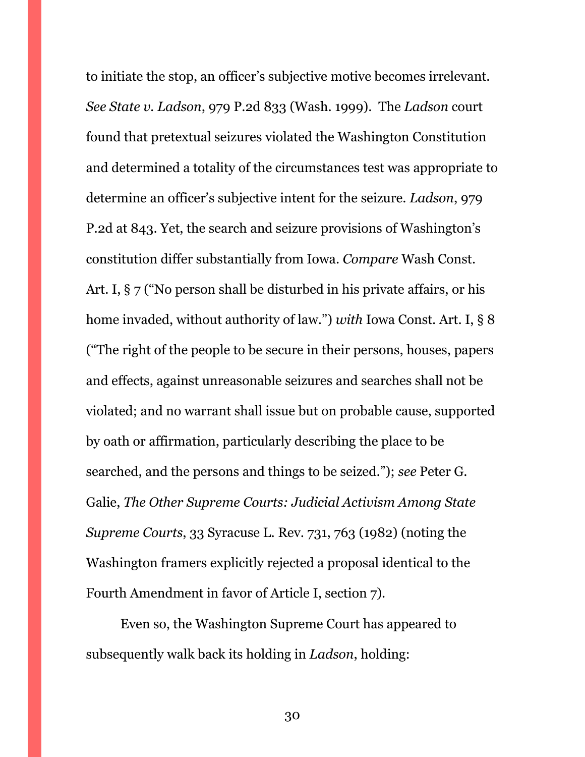to initiate the stop, an officer's subjective motive becomes irrelevant. *See State v. Ladson*, 979 P.2d 833 (Wash. 1999). The *Ladson* court found that pretextual seizures violated the Washington Constitution and determined a totality of the circumstances test was appropriate to determine an officer's subjective intent for the seizure. *Ladson*, 979 P.2d at 843. Yet, the search and seizure provisions of Washington's constitution differ substantially from Iowa. *Compare* Wash Const. Art. I, § 7 ("No person shall be disturbed in his private affairs, or his home invaded, without authority of law.") *with* Iowa Const. Art. I, § 8 ("The right of the people to be secure in their persons, houses, papers and effects, against unreasonable seizures and searches shall not be violated; and no warrant shall issue but on probable cause, supported by oath or affirmation, particularly describing the place to be searched, and the persons and things to be seized."); *see* Peter G. Galie, *The Other Supreme Courts: Judicial Activism Among State Supreme Courts*, 33 Syracuse L. Rev. 731, 763 (1982) (noting the Washington framers explicitly rejected a proposal identical to the Fourth Amendment in favor of Article I, section 7).

Even so, the Washington Supreme Court has appeared to subsequently walk back its holding in *Ladson*, holding: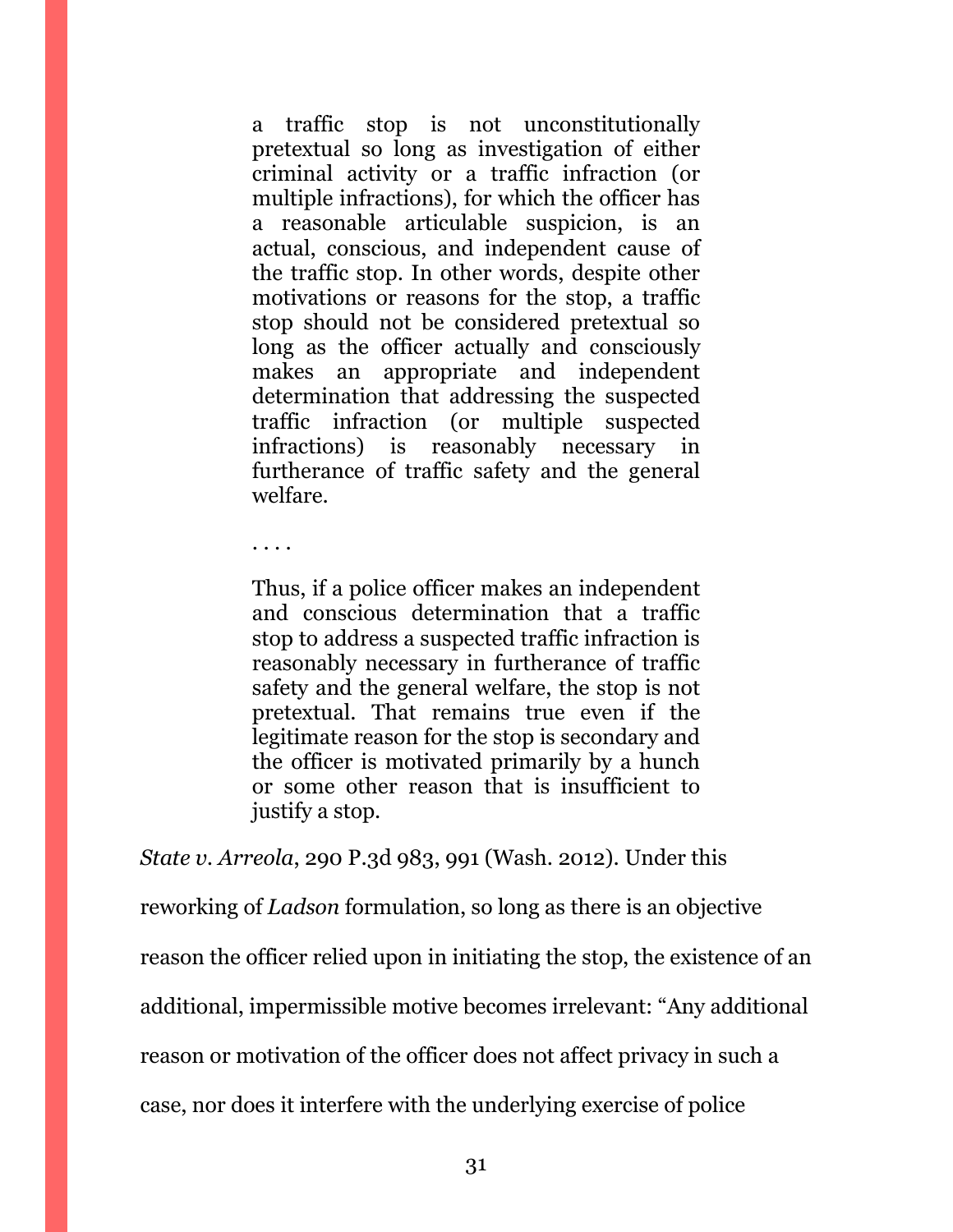> a traffic stop is not unconstitutionally pretextual so long as investigation of either criminal activity or a traffic infraction (or multiple infractions), for which the officer has a reasonable articulable suspicion, is an actual, conscious, and independent cause of the traffic stop. In other words, despite other motivations or reasons for the stop, a traffic stop should not be considered pretextual so long as the officer actually and consciously makes an appropriate and independent determination that addressing the suspected traffic infraction (or multiple suspected infractions) is reasonably necessary in furtherance of traffic safety and the general welfare.
>
> . . . .
>
> Thus, if a police officer makes an independent and conscious determination that a traffic stop to address a suspected traffic infraction is reasonably necessary in furtherance of traffic safety and the general welfare, the stop is not pretextual. That remains true even if the legitimate reason for the stop is secondary and the officer is motivated primarily by a hunch or some other reason that is insufficient to justify a stop.

*State v. Arreola*, 290 P.3d 983, 991 (Wash. 2012). Under this reworking of *Ladson* formulation, so long as there is an objective reason the officer relied upon in initiating the stop, the existence of an additional, impermissible motive becomes irrelevant: "Any additional reason or motivation of the officer does not affect privacy in such a case, nor does it interfere with the underlying exercise of police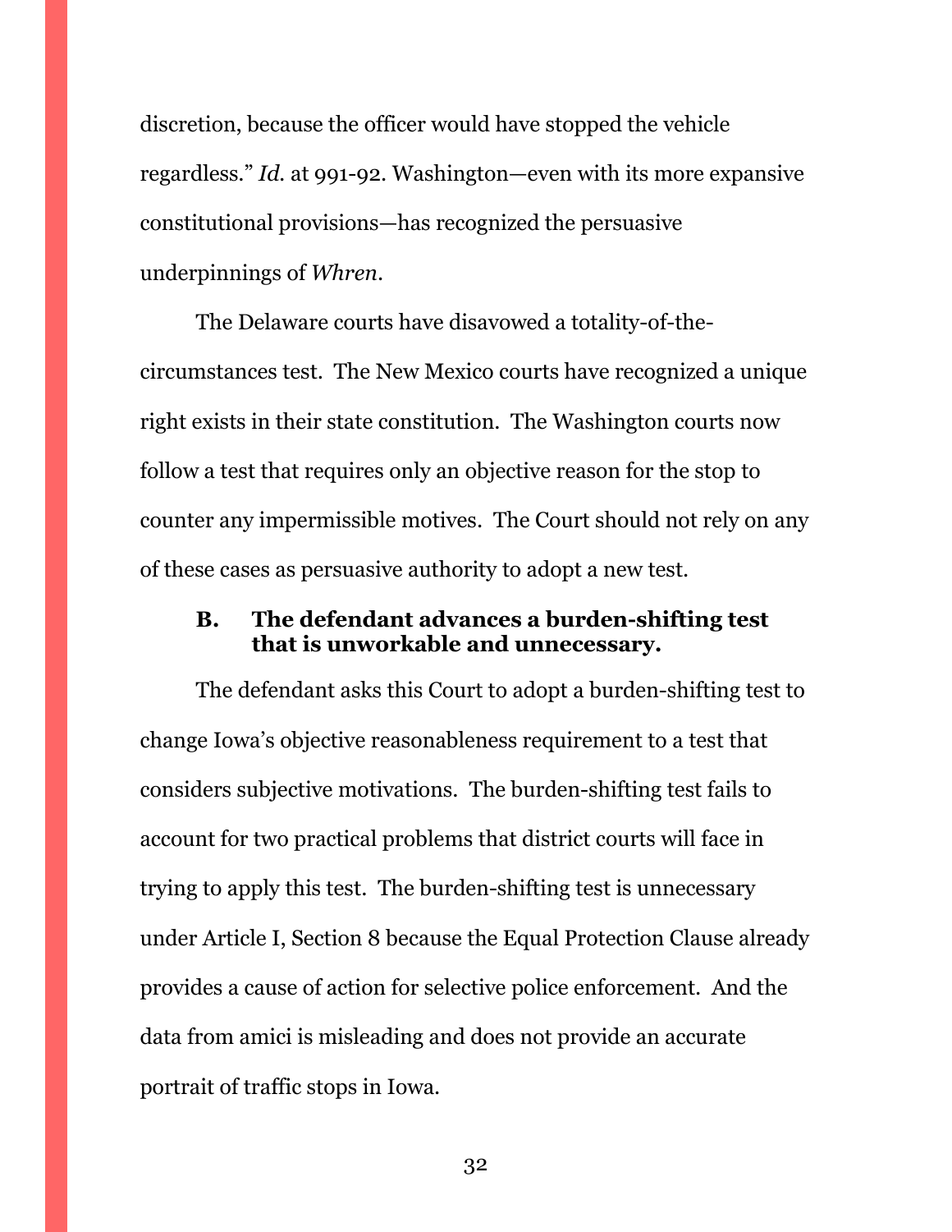discretion, because the officer would have stopped the vehicle regardless." *Id.* at 991-92. Washington—even with its more expansive constitutional provisions—has recognized the persuasive underpinnings of *Whren*.

The Delaware courts have disavowed a totality-of-the-circumstances test. The New Mexico courts have recognized a unique right exists in their state constitution. The Washington courts now follow a test that requires only an objective reason for the stop to counter any impermissible motives. The Court should not rely on any of these cases as persuasive authority to adopt a new test.

### B. The defendant advances a burden-shifting test that is unworkable and unnecessary.

The defendant asks this Court to adopt a burden-shifting test to change Iowa's objective reasonableness requirement to a test that considers subjective motivations. The burden-shifting test fails to account for two practical problems that district courts will face in trying to apply this test. The burden-shifting test is unnecessary under Article I, Section 8 because the Equal Protection Clause already provides a cause of action for selective police enforcement. And the data from amici is misleading and does not provide an accurate portrait of traffic stops in Iowa.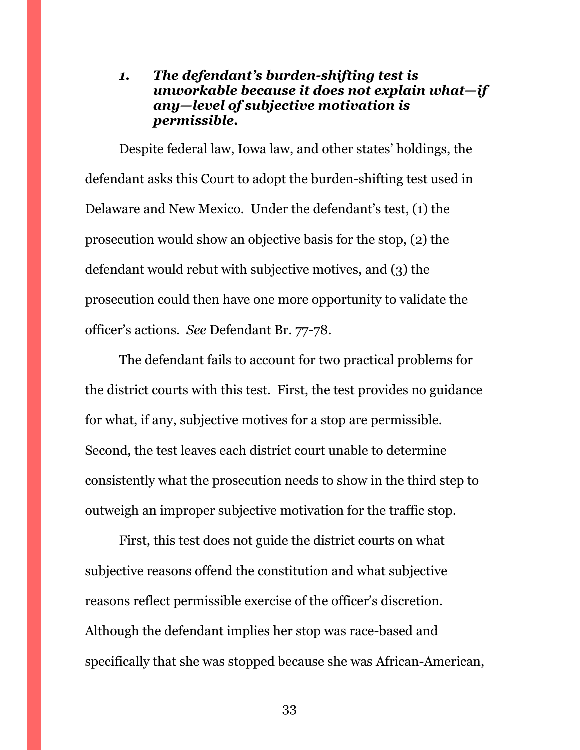### *1. The defendant's burden-shifting test is unworkable because it does not explain what—if any—level of subjective motivation is permissible.*

Despite federal law, Iowa law, and other states' holdings, the defendant asks this Court to adopt the burden-shifting test used in Delaware and New Mexico. Under the defendant's test, (1) the prosecution would show an objective basis for the stop, (2) the defendant would rebut with subjective motives, and (3) the prosecution could then have one more opportunity to validate the officer's actions. *See* Defendant Br. 77-78.

The defendant fails to account for two practical problems for the district courts with this test. First, the test provides no guidance for what, if any, subjective motives for a stop are permissible. Second, the test leaves each district court unable to determine consistently what the prosecution needs to show in the third step to outweigh an improper subjective motivation for the traffic stop.

First, this test does not guide the district courts on what subjective reasons offend the constitution and what subjective reasons reflect permissible exercise of the officer's discretion. Although the defendant implies her stop was race-based and specifically that she was stopped because she was African-American,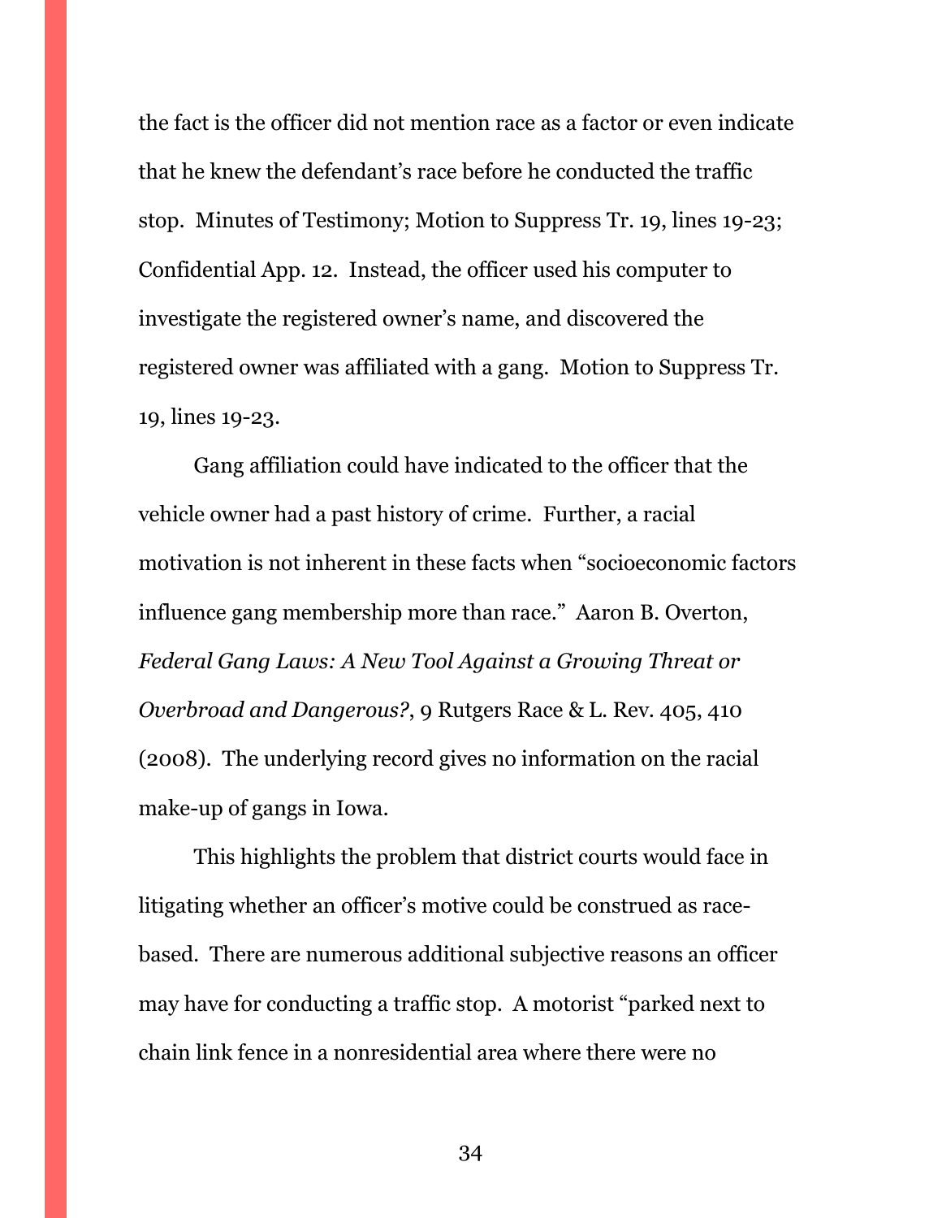the fact is the officer did not mention race as a factor or even indicate that he knew the defendant's race before he conducted the traffic stop. Minutes of Testimony; Motion to Suppress Tr. 19, lines 19-23; Confidential App. 12. Instead, the officer used his computer to investigate the registered owner's name, and discovered the registered owner was affiliated with a gang. Motion to Suppress Tr. 19, lines 19-23.

Gang affiliation could have indicated to the officer that the vehicle owner had a past history of crime. Further, a racial motivation is not inherent in these facts when "socioeconomic factors influence gang membership more than race." Aaron B. Overton, *Federal Gang Laws: A New Tool Against a Growing Threat or Overbroad and Dangerous?*, 9 Rutgers Race & L. Rev. 405, 410 (2008). The underlying record gives no information on the racial make-up of gangs in Iowa.

This highlights the problem that district courts would face in litigating whether an officer's motive could be construed as race-based. There are numerous additional subjective reasons an officer may have for conducting a traffic stop. A motorist "parked next to chain link fence in a nonresidential area where there were no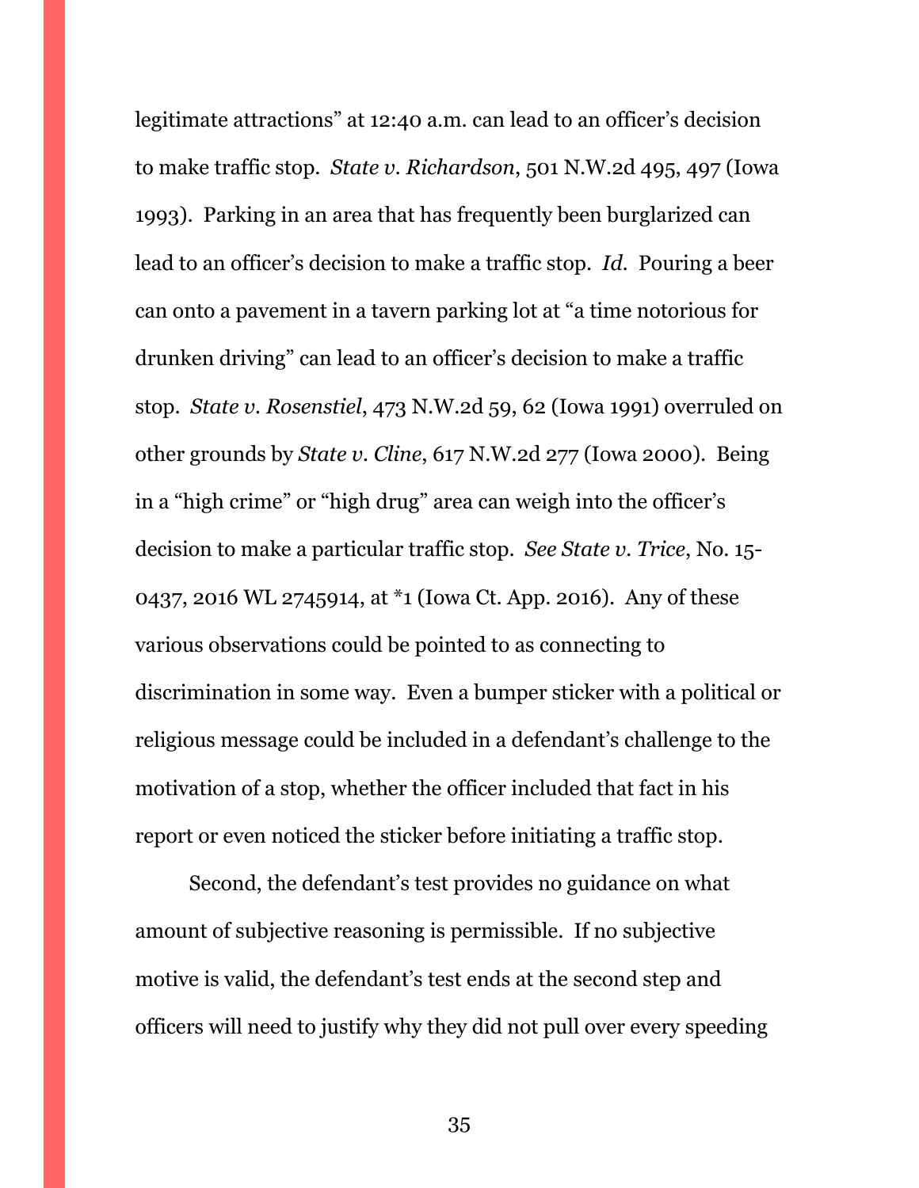legitimate attractions" at 12:40 a.m. can lead to an officer's decision to make traffic stop. *State v. Richardson*, 501 N.W.2d 495, 497 (Iowa 1993). Parking in an area that has frequently been burglarized can lead to an officer's decision to make a traffic stop. *Id.* Pouring a beer can onto a pavement in a tavern parking lot at "a time notorious for drunken driving" can lead to an officer's decision to make a traffic stop. *State v. Rosenstiel*, 473 N.W.2d 59, 62 (Iowa 1991) overruled on other grounds by *State v. Cline*, 617 N.W.2d 277 (Iowa 2000). Being in a "high crime" or "high drug" area can weigh into the officer's decision to make a particular traffic stop. *See State v. Trice*, No. 15-0437, 2016 WL 2745914, at *1 (Iowa Ct. App. 2016). Any of these various observations could be pointed to as connecting to discrimination in some way. Even a bumper sticker with a political or religious message could be included in a defendant's challenge to the motivation of a stop, whether the officer included that fact in his report or even noticed the sticker before initiating a traffic stop.

Second, the defendant's test provides no guidance on what amount of subjective reasoning is permissible. If no subjective motive is valid, the defendant's test ends at the second step and officers will need to justify why they did not pull over every speeding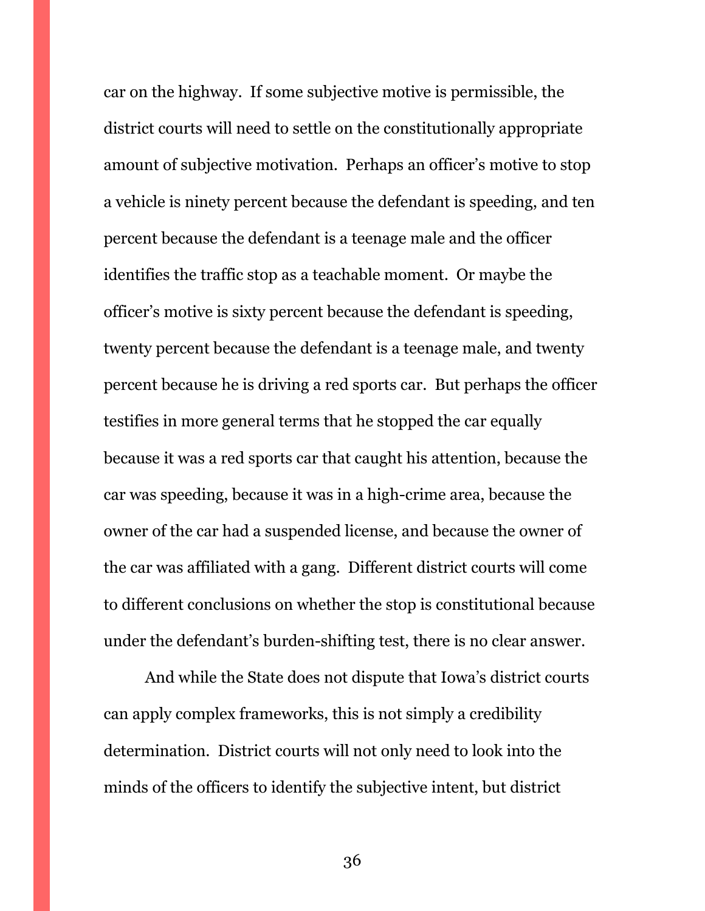car on the highway. If some subjective motive is permissible, the district courts will need to settle on the constitutionally appropriate amount of subjective motivation. Perhaps an officer's motive to stop a vehicle is ninety percent because the defendant is speeding, and ten percent because the defendant is a teenage male and the officer identifies the traffic stop as a teachable moment. Or maybe the officer's motive is sixty percent because the defendant is speeding, twenty percent because the defendant is a teenage male, and twenty percent because he is driving a red sports car. But perhaps the officer testifies in more general terms that he stopped the car equally because it was a red sports car that caught his attention, because the car was speeding, because it was in a high-crime area, because the owner of the car had a suspended license, and because the owner of the car was affiliated with a gang. Different district courts will come to different conclusions on whether the stop is constitutional because under the defendant's burden-shifting test, there is no clear answer.

And while the State does not dispute that Iowa's district courts can apply complex frameworks, this is not simply a credibility determination. District courts will not only need to look into the minds of the officers to identify the subjective intent, but district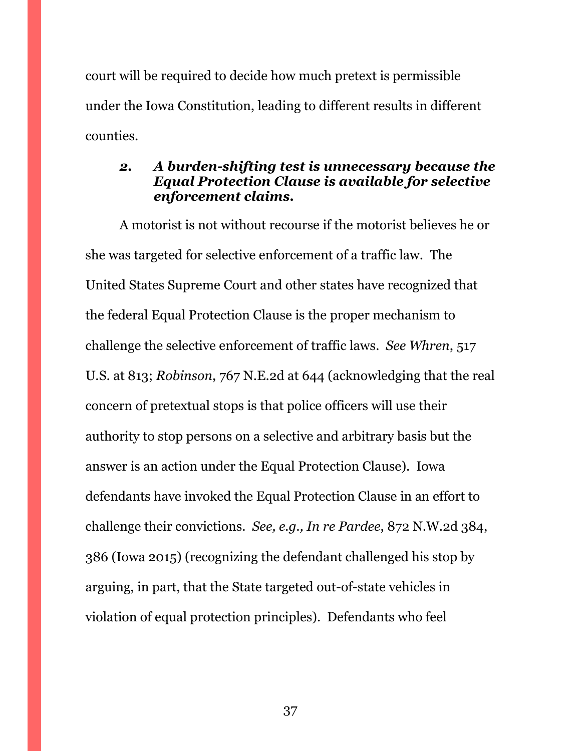court will be required to decide how much pretext is permissible under the Iowa Constitution, leading to different results in different counties.

### *2. A burden-shifting test is unnecessary because the Equal Protection Clause is available for selective enforcement claims.*

A motorist is not without recourse if the motorist believes he or she was targeted for selective enforcement of a traffic law. The United States Supreme Court and other states have recognized that the federal Equal Protection Clause is the proper mechanism to challenge the selective enforcement of traffic laws. *See Whren*, 517 U.S. at 813; *Robinson*, 767 N.E.2d at 644 (acknowledging that the real concern of pretextual stops is that police officers will use their authority to stop persons on a selective and arbitrary basis but the answer is an action under the Equal Protection Clause). Iowa defendants have invoked the Equal Protection Clause in an effort to challenge their convictions. *See, e.g., In re Pardee*, 872 N.W.2d 384, 386 (Iowa 2015) (recognizing the defendant challenged his stop by arguing, in part, that the State targeted out-of-state vehicles in violation of equal protection principles). Defendants who feel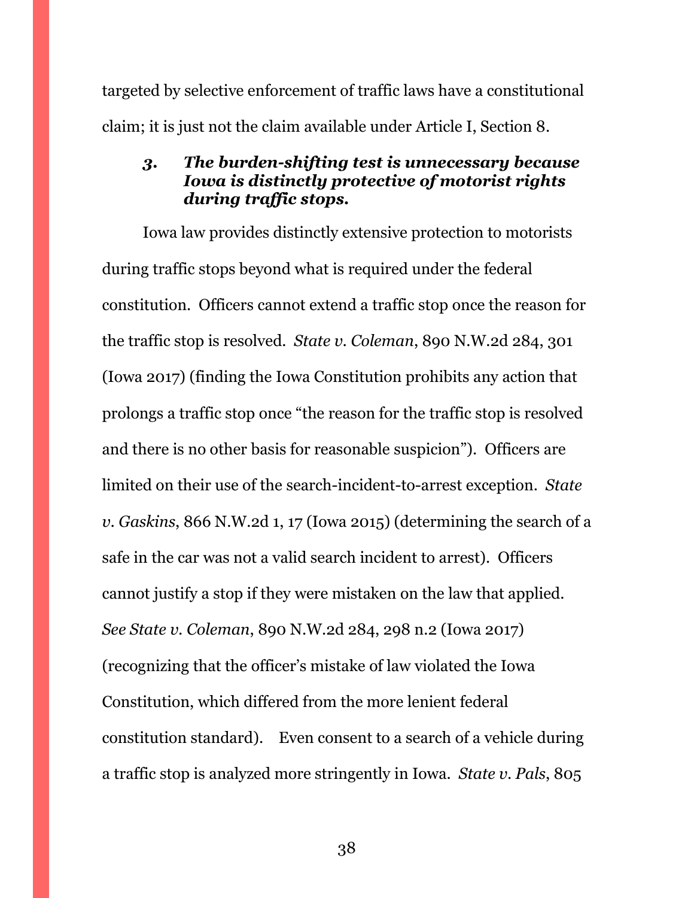targeted by selective enforcement of traffic laws have a constitutional claim; it is just not the claim available under Article I, Section 8.

### *3. The burden-shifting test is unnecessary because Iowa is distinctly protective of motorist rights during traffic stops.*

Iowa law provides distinctly extensive protection to motorists during traffic stops beyond what is required under the federal constitution. Officers cannot extend a traffic stop once the reason for the traffic stop is resolved. *State v. Coleman*, 890 N.W.2d 284, 301 (Iowa 2017) (finding the Iowa Constitution prohibits any action that prolongs a traffic stop once "the reason for the traffic stop is resolved and there is no other basis for reasonable suspicion"). Officers are limited on their use of the search-incident-to-arrest exception. *State v. Gaskins*, 866 N.W.2d 1, 17 (Iowa 2015) (determining the search of a safe in the car was not a valid search incident to arrest). Officers cannot justify a stop if they were mistaken on the law that applied. *See State v. Coleman*, 890 N.W.2d 284, 298 n.2 (Iowa 2017) (recognizing that the officer's mistake of law violated the Iowa Constitution, which differed from the more lenient federal constitution standard). Even consent to a search of a vehicle during a traffic stop is analyzed more stringently in Iowa. *State v. Pals*, 805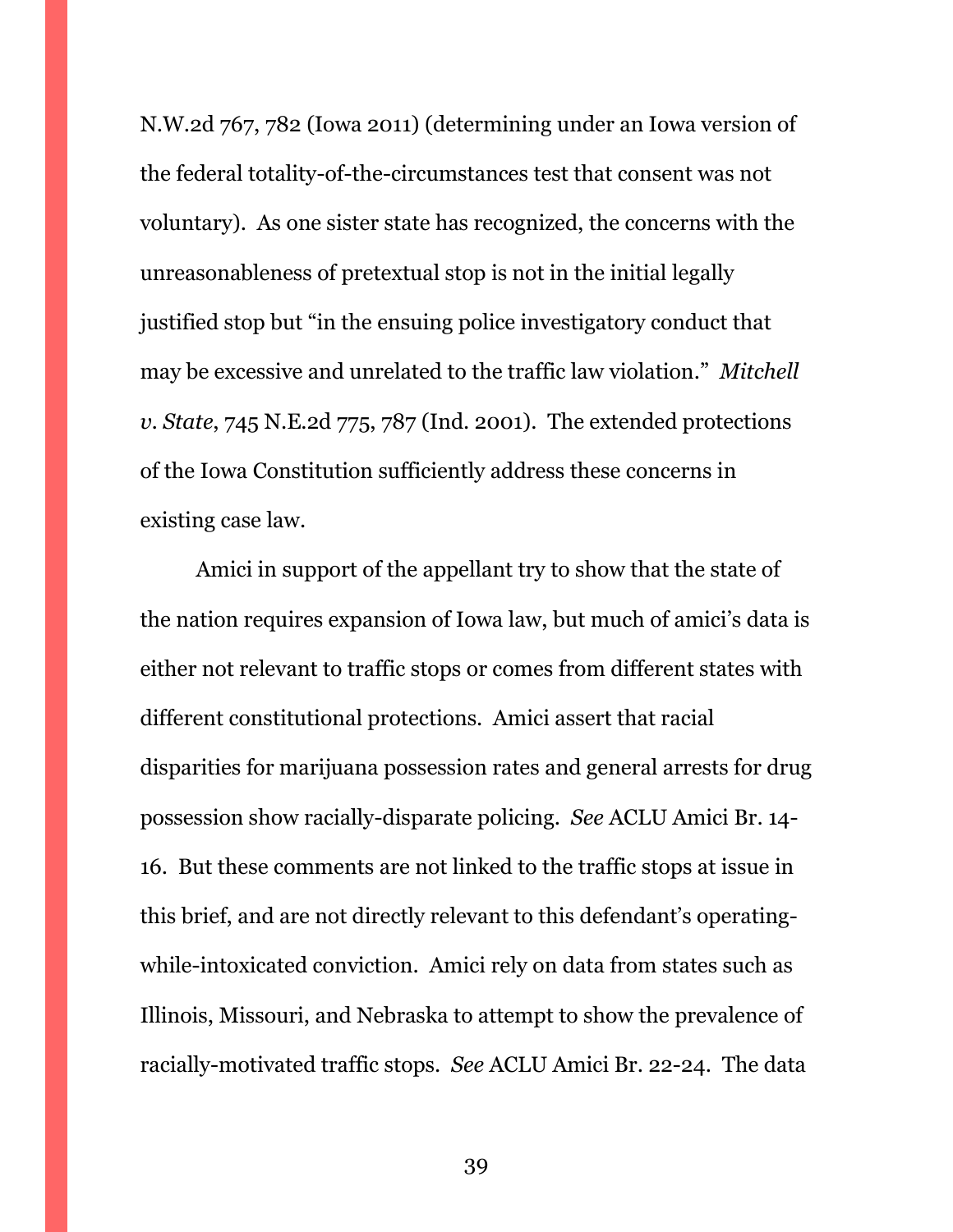N.W.2d 767, 782 (Iowa 2011) (determining under an Iowa version of the federal totality-of-the-circumstances test that consent was not voluntary). As one sister state has recognized, the concerns with the unreasonableness of pretextual stop is not in the initial legally justified stop but "in the ensuing police investigatory conduct that may be excessive and unrelated to the traffic law violation." *Mitchell v. State*, 745 N.E.2d 775, 787 (Ind. 2001). The extended protections of the Iowa Constitution sufficiently address these concerns in existing case law.

Amici in support of the appellant try to show that the state of the nation requires expansion of Iowa law, but much of amici's data is either not relevant to traffic stops or comes from different states with different constitutional protections. Amici assert that racial disparities for marijuana possession rates and general arrests for drug possession show racially-disparate policing. *See* ACLU Amici Br. 14-16. But these comments are not linked to the traffic stops at issue in this brief, and are not directly relevant to this defendant's operating-while-intoxicated conviction. Amici rely on data from states such as Illinois, Missouri, and Nebraska to attempt to show the prevalence of racially-motivated traffic stops. *See* ACLU Amici Br. 22-24. The data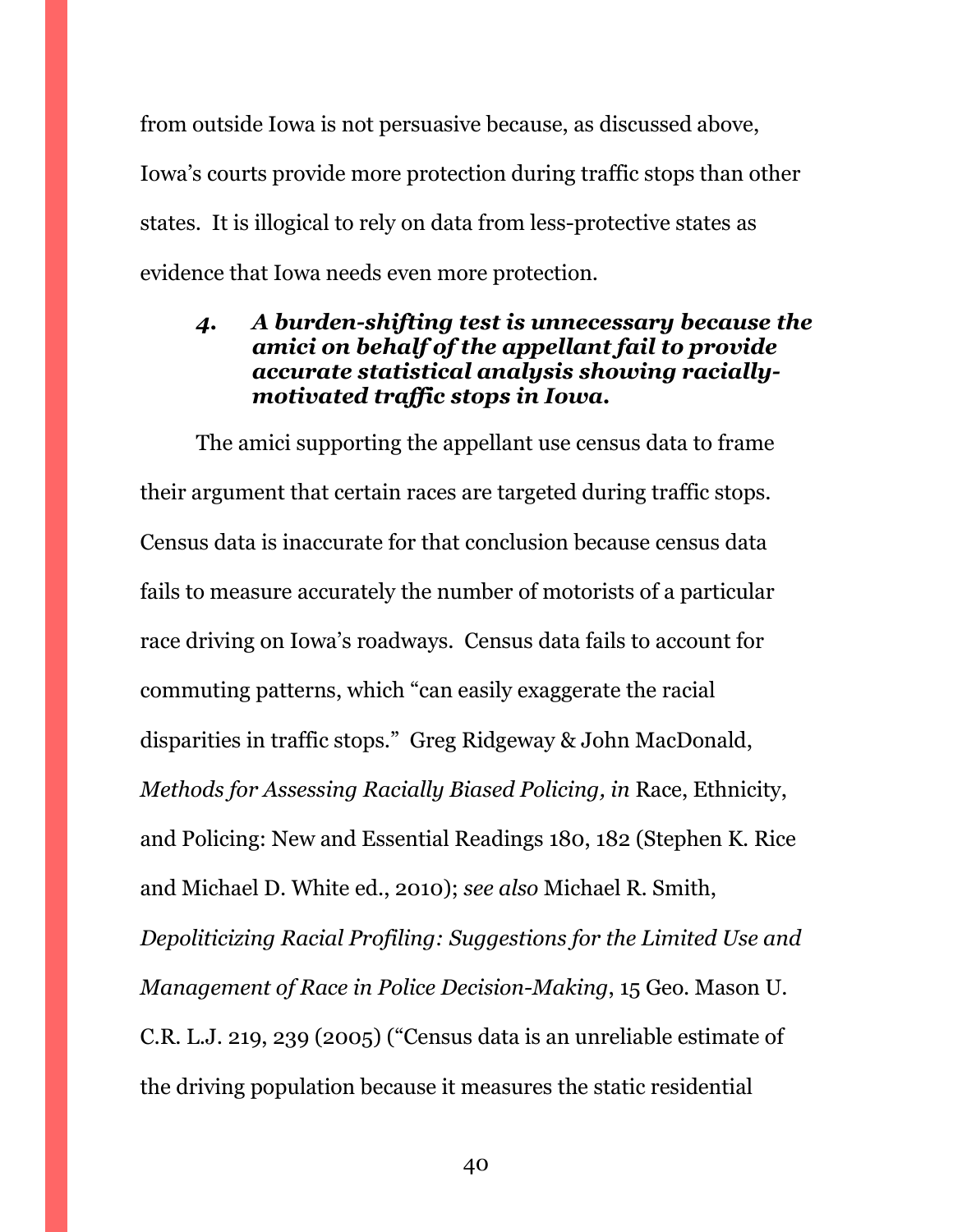from outside Iowa is not persuasive because, as discussed above, Iowa's courts provide more protection during traffic stops than other states. It is illogical to rely on data from less-protective states as evidence that Iowa needs even more protection.

#### *4. A burden-shifting test is unnecessary because the amici on behalf of the appellant fail to provide accurate statistical analysis showing racially-motivated traffic stops in Iowa.*

The amici supporting the appellant use census data to frame their argument that certain races are targeted during traffic stops. Census data is inaccurate for that conclusion because census data fails to measure accurately the number of motorists of a particular race driving on Iowa's roadways. Census data fails to account for commuting patterns, which "can easily exaggerate the racial disparities in traffic stops." Greg Ridgeway & John MacDonald, *Methods for Assessing Racially Biased Policing, in* Race, Ethnicity, and Policing: New and Essential Readings 180, 182 (Stephen K. Rice and Michael D. White ed., 2010); *see also* Michael R. Smith, *Depoliticizing Racial Profiling: Suggestions for the Limited Use and Management of Race in Police Decision-Making*, 15 Geo. Mason U. C.R. L.J. 219, 239 (2005) ("Census data is an unreliable estimate of the driving population because it measures the static residential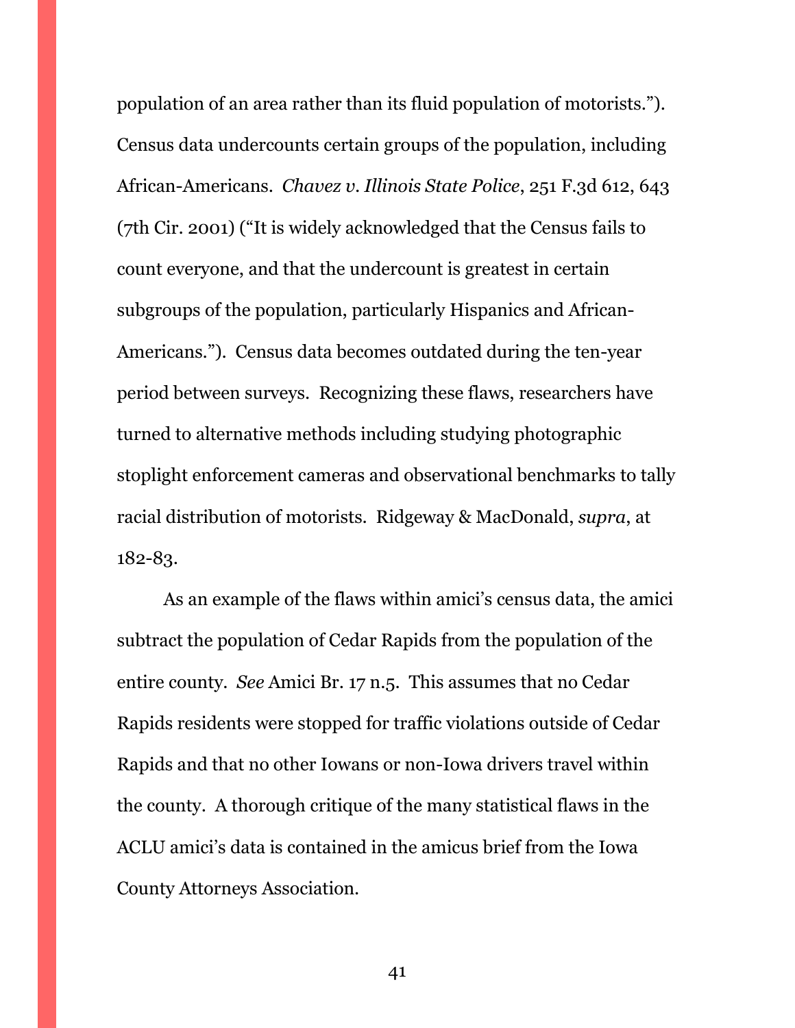population of an area rather than its fluid population of motorists."). Census data undercounts certain groups of the population, including African-Americans. *Chavez v. Illinois State Police*, 251 F.3d 612, 643 (7th Cir. 2001) ("It is widely acknowledged that the Census fails to count everyone, and that the undercount is greatest in certain subgroups of the population, particularly Hispanics and African-Americans."). Census data becomes outdated during the ten-year period between surveys. Recognizing these flaws, researchers have turned to alternative methods including studying photographic stoplight enforcement cameras and observational benchmarks to tally racial distribution of motorists. Ridgeway & MacDonald, *supra*, at 182-83.

As an example of the flaws within amici's census data, the amici subtract the population of Cedar Rapids from the population of the entire county. *See* Amici Br. 17 n.5. This assumes that no Cedar Rapids residents were stopped for traffic violations outside of Cedar Rapids and that no other Iowans or non-Iowa drivers travel within the county. A thorough critique of the many statistical flaws in the ACLU amici's data is contained in the amicus brief from the Iowa County Attorneys Association.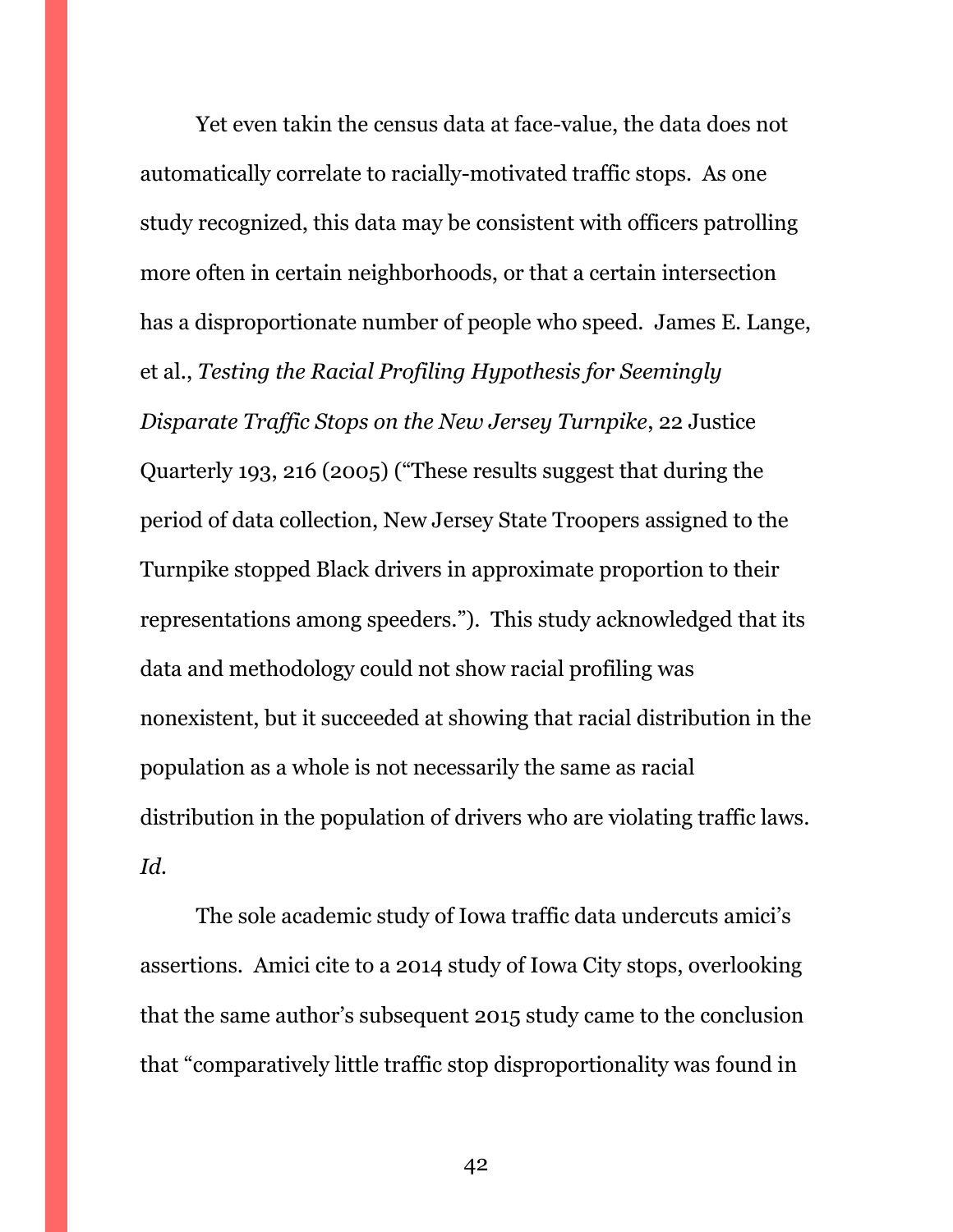Yet even takin the census data at face-value, the data does not automatically correlate to racially-motivated traffic stops. As one study recognized, this data may be consistent with officers patrolling more often in certain neighborhoods, or that a certain intersection has a disproportionate number of people who speed. James E. Lange, et al., *Testing the Racial Profiling Hypothesis for Seemingly Disparate Traffic Stops on the New Jersey Turnpike*, 22 Justice Quarterly 193, 216 (2005) ("These results suggest that during the period of data collection, New Jersey State Troopers assigned to the Turnpike stopped Black drivers in approximate proportion to their representations among speeders."). This study acknowledged that its data and methodology could not show racial profiling was nonexistent, but it succeeded at showing that racial distribution in the population as a whole is not necessarily the same as racial distribution in the population of drivers who are violating traffic laws. *Id.*

The sole academic study of Iowa traffic data undercuts amici's assertions. Amici cite to a 2014 study of Iowa City stops, overlooking that the same author's subsequent 2015 study came to the conclusion that "comparatively little traffic stop disproportionality was found in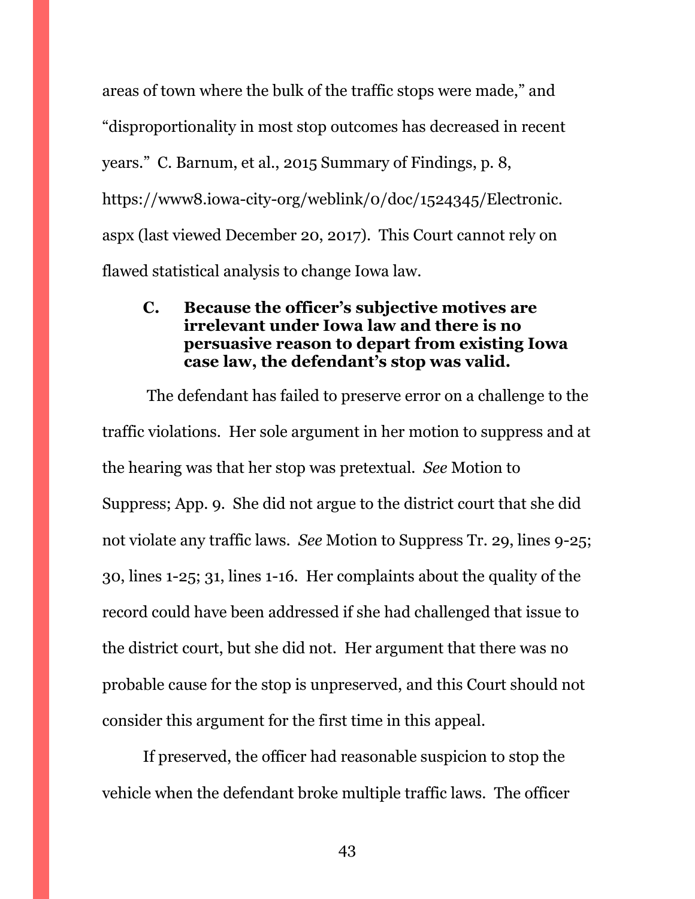areas of town where the bulk of the traffic stops were made," and "disproportionality in most stop outcomes has decreased in recent years." C. Barnum, et al., 2015 Summary of Findings, p. 8, https://www8.iowa-city-org/weblink/0/doc/1524345/Electronic.aspx (last viewed December 20, 2017). This Court cannot rely on flawed statistical analysis to change Iowa law.

### C. Because the officer's subjective motives are irrelevant under Iowa law and there is no persuasive reason to depart from existing Iowa case law, the defendant's stop was valid.

The defendant has failed to preserve error on a challenge to the traffic violations. Her sole argument in her motion to suppress and at the hearing was that her stop was pretextual. *See* Motion to Suppress; App. 9. She did not argue to the district court that she did not violate any traffic laws. *See* Motion to Suppress Tr. 29, lines 9-25; 30, lines 1-25; 31, lines 1-16. Her complaints about the quality of the record could have been addressed if she had challenged that issue to the district court, but she did not. Her argument that there was no probable cause for the stop is unpreserved, and this Court should not consider this argument for the first time in this appeal.

If preserved, the officer had reasonable suspicion to stop the vehicle when the defendant broke multiple traffic laws. The officer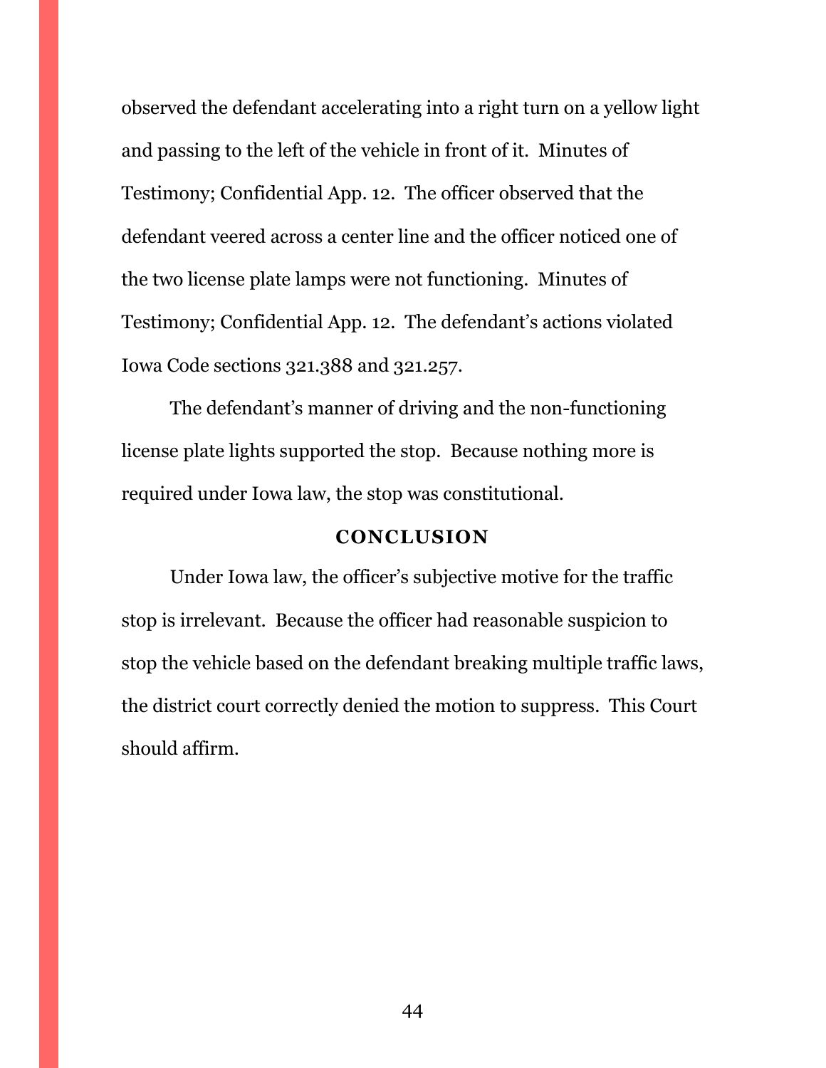observed the defendant accelerating into a right turn on a yellow light and passing to the left of the vehicle in front of it. Minutes of Testimony; Confidential App. 12. The officer observed that the defendant veered across a center line and the officer noticed one of the two license plate lamps were not functioning. Minutes of Testimony; Confidential App. 12. The defendant's actions violated Iowa Code sections 321.388 and 321.257.

The defendant's manner of driving and the non-functioning license plate lights supported the stop. Because nothing more is required under Iowa law, the stop was constitutional.

## CONCLUSION

Under Iowa law, the officer's subjective motive for the traffic stop is irrelevant. Because the officer had reasonable suspicion to stop the vehicle based on the defendant breaking multiple traffic laws, the district court correctly denied the motion to suppress. This Court should affirm.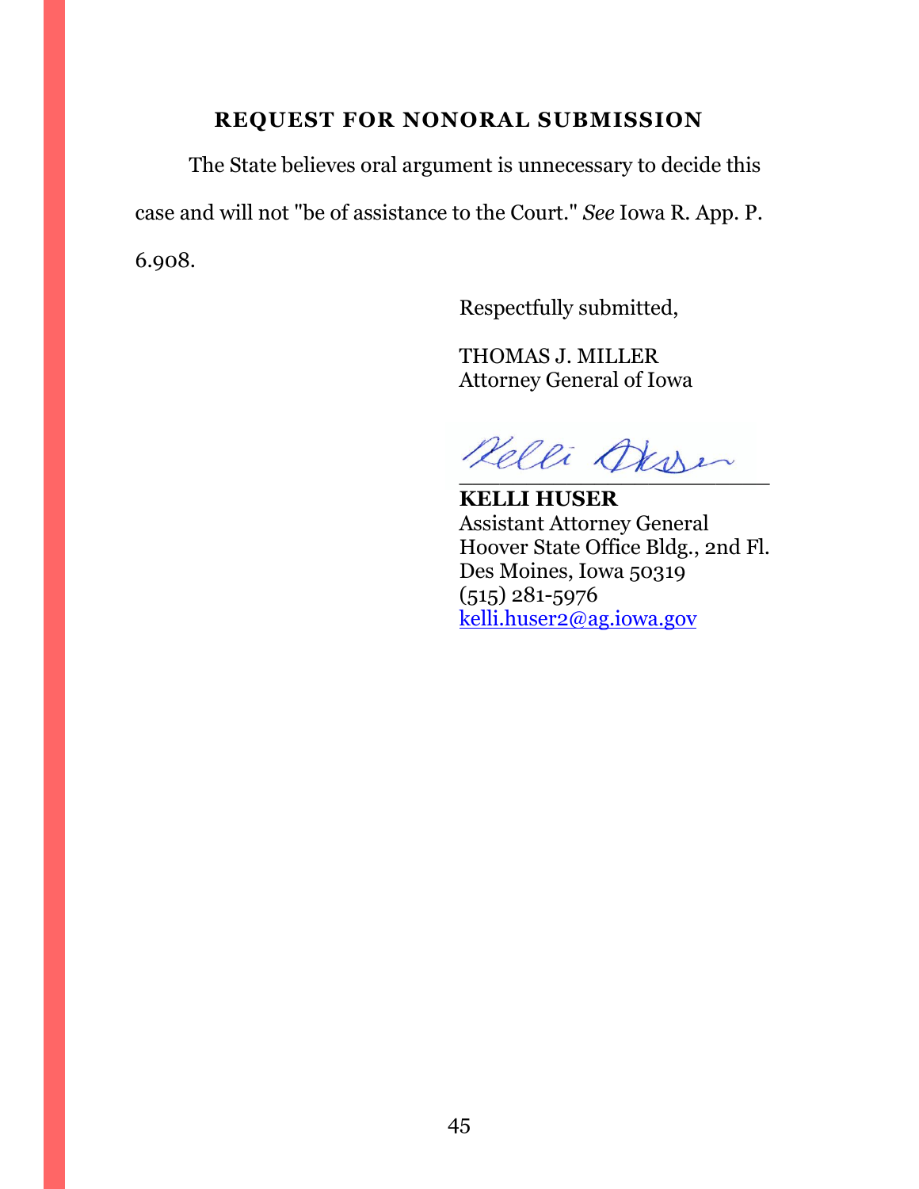## REQUEST FOR NONORAL SUBMISSION

The State believes oral argument is unnecessary to decide this case and will not "be of assistance to the Court." *See* Iowa R. App. P. 6.908.

Respectfully submitted,

THOMAS J. MILLER
Attorney General of Iowa

\_\_\_\_\_\_\_\_\_\_\_\_\_\_\_\_\_\_\_\_\_\_\_\_\_

**KELLI HUSER**
Assistant Attorney General
Hoover State Office Bldg., 2nd Fl.
Des Moines, Iowa 50319
(515) 281-5976
kelli.huser2@ag.iowa.gov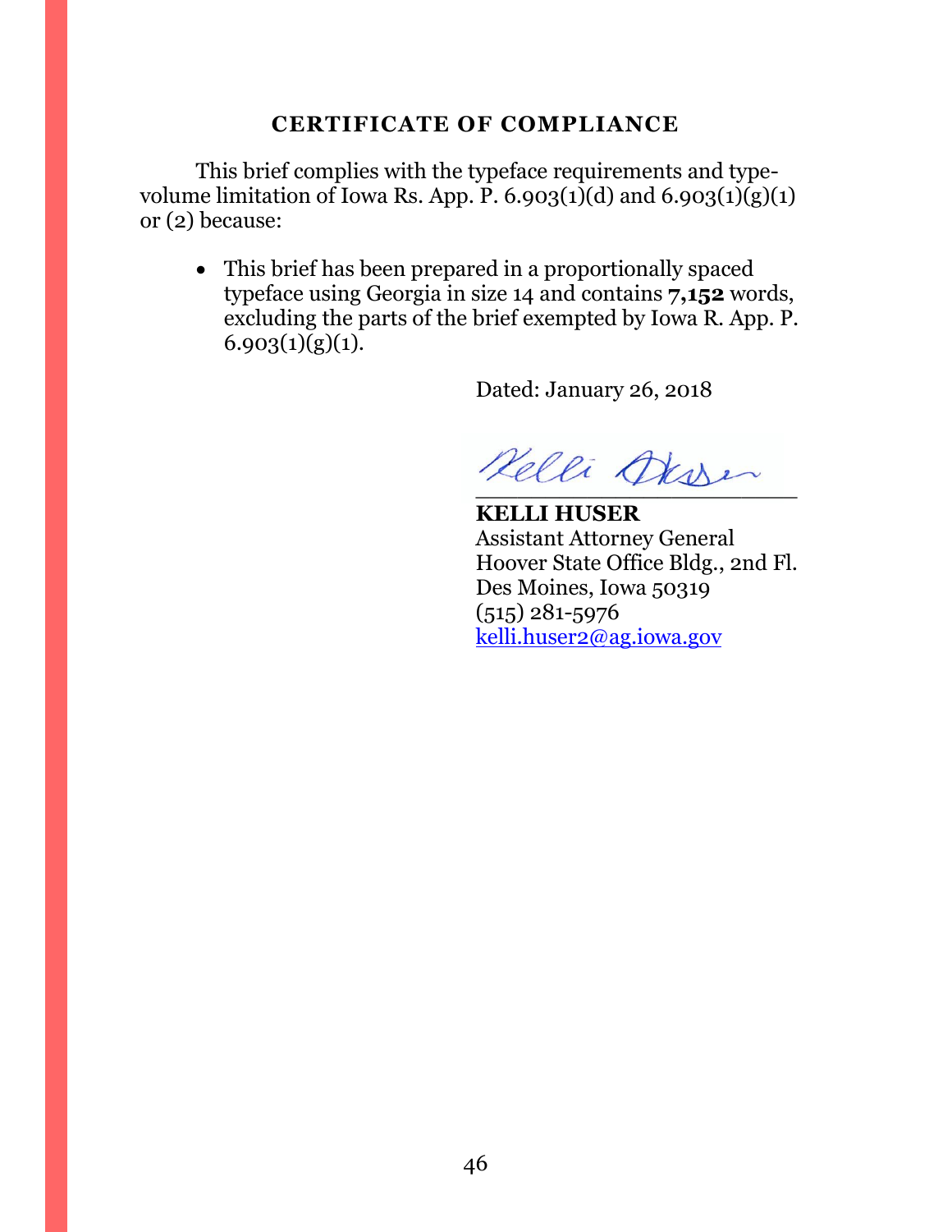## CERTIFICATE OF COMPLIANCE

This brief complies with the typeface requirements and type-volume limitation of Iowa Rs. App. P. 6.903(1)(d) and 6.903(1)(g)(1) or (2) because:

- This brief has been prepared in a proportionally spaced typeface using Georgia in size 14 and contains **7,152** words, excluding the parts of the brief exempted by Iowa R. App. P. 6.903(1)(g)(1).

Dated: January 26, 2018

Kelli Huser
\_\_\_\_\_\_\_\_\_\_\_\_\_\_\_\_\_\_\_\_\_\_\_\_

**KELLI HUSER**
Assistant Attorney General
Hoover State Office Bldg., 2nd Fl.
Des Moines, Iowa 50319
(515) 281-5976
kelli.huser2@ag.iowa.gov